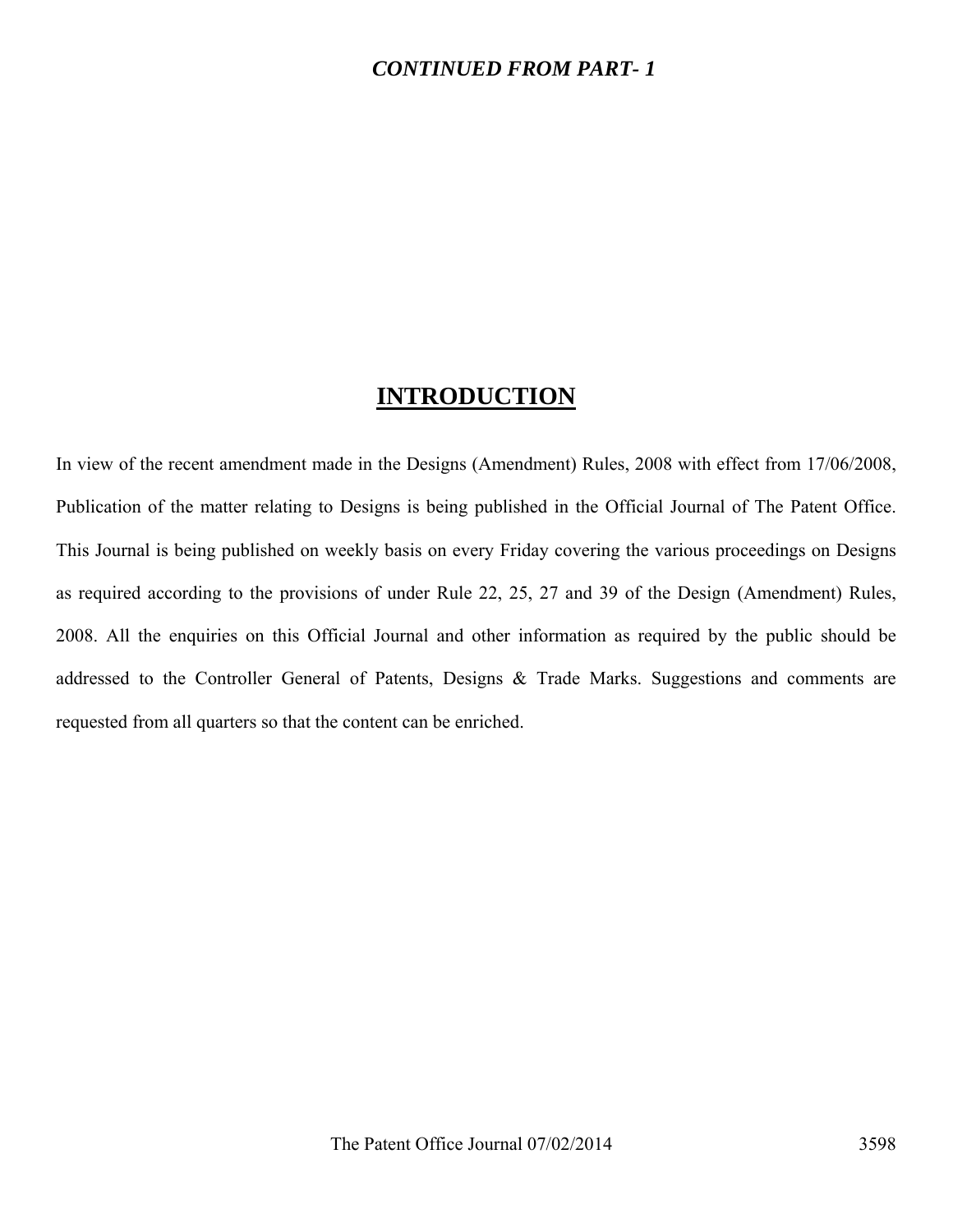***CONTINUED FROM PART- 1***

# INTRODUCTION

In view of the recent amendment made in the Designs (Amendment) Rules, 2008 with effect from 17/06/2008, Publication of the matter relating to Designs is being published in the Official Journal of The Patent Office. This Journal is being published on weekly basis on every Friday covering the various proceedings on Designs as required according to the provisions of under Rule 22, 25, 27 and 39 of the Design (Amendment) Rules, 2008. All the enquiries on this Official Journal and other information as required by the public should be addressed to the Controller General of Patents, Designs & Trade Marks. Suggestions and comments are requested from all quarters so that the content can be enriched.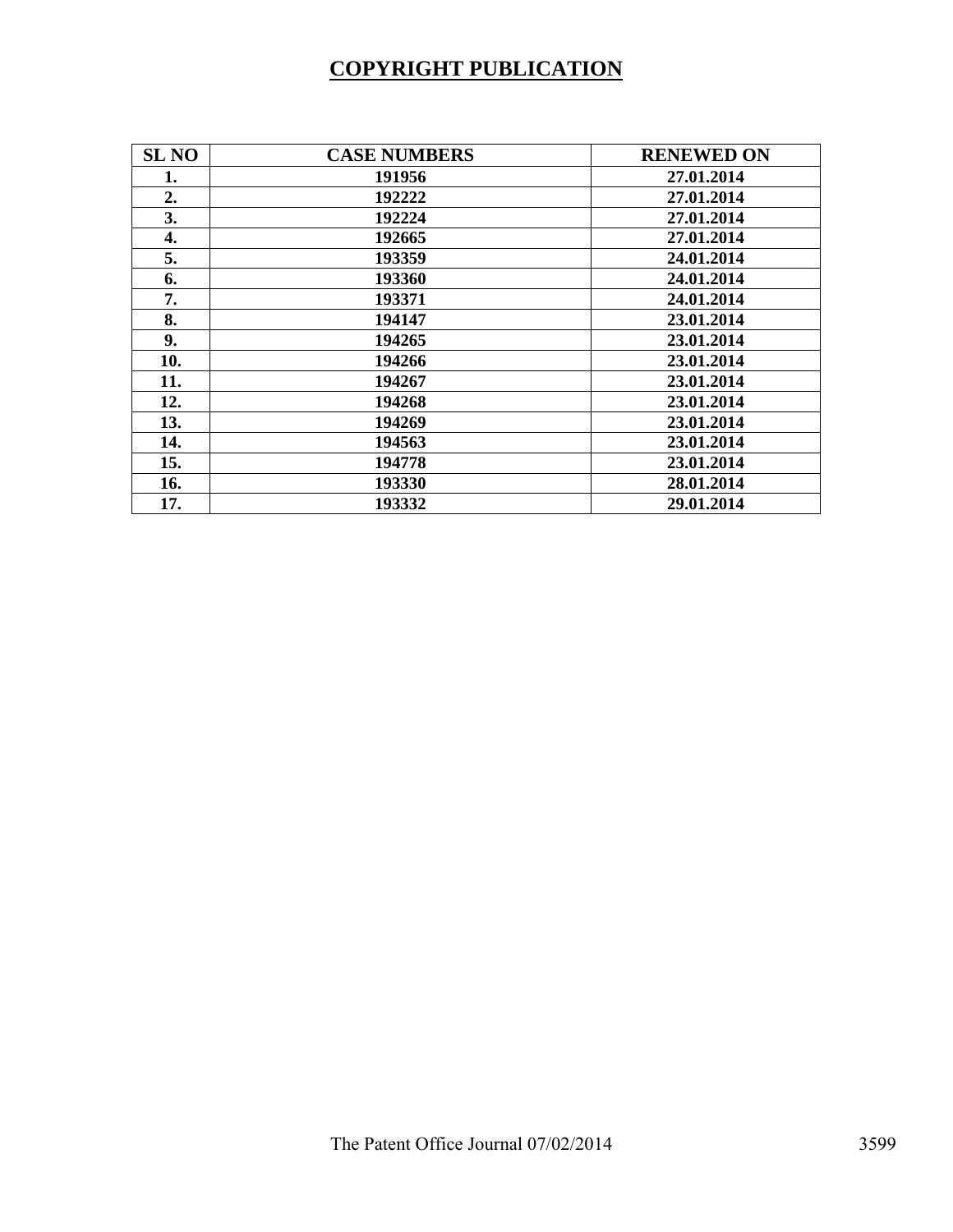## COPYRIGHT PUBLICATION

| SL NO | CASE NUMBERS | RENEWED ON |
|---|---|---|
| 1. | 191956 | 27.01.2014 |
| 2. | 192222 | 27.01.2014 |
| 3. | 192224 | 27.01.2014 |
| 4. | 192665 | 27.01.2014 |
| 5. | 193359 | 24.01.2014 |
| 6. | 193360 | 24.01.2014 |
| 7. | 193371 | 24.01.2014 |
| 8. | 194147 | 23.01.2014 |
| 9. | 194265 | 23.01.2014 |
| 10. | 194266 | 23.01.2014 |
| 11. | 194267 | 23.01.2014 |
| 12. | 194268 | 23.01.2014 |
| 13. | 194269 | 23.01.2014 |
| 14. | 194563 | 23.01.2014 |
| 15. | 194778 | 23.01.2014 |
| 16. | 193330 | 28.01.2014 |
| 17. | 193332 | 29.01.2014 |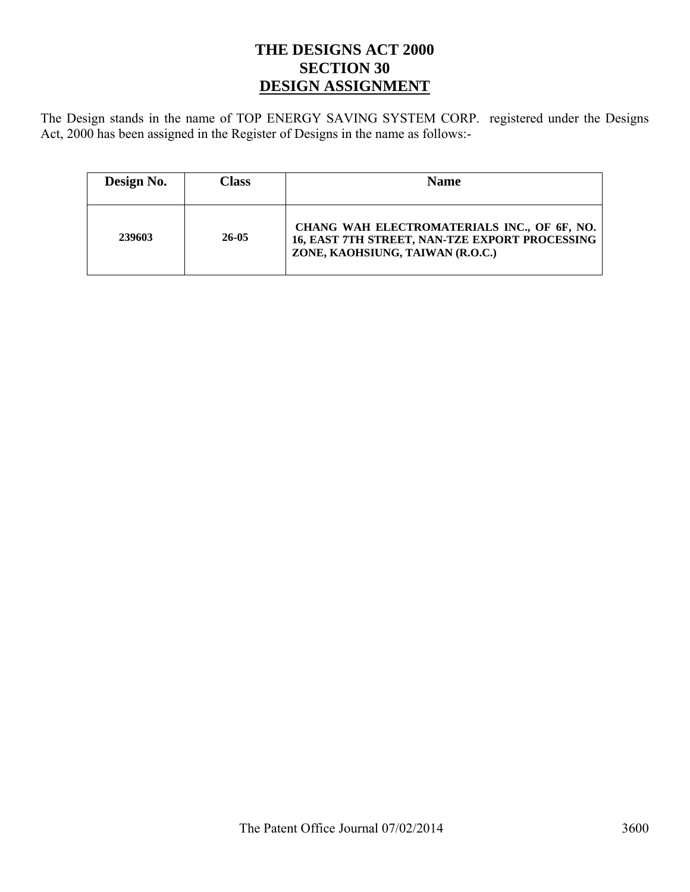# THE DESIGNS ACT 2000
# SECTION 30
# DESIGN ASSIGNMENT

The Design stands in the name of TOP ENERGY SAVING SYSTEM CORP. registered under the Designs Act, 2000 has been assigned in the Register of Designs in the name as follows:-

| Design No. | Class | Name |
|---|---|---|
| **239603** | **26-05** | **CHANG WAH ELECTROMATERIALS INC., OF 6F, NO. 16, EAST 7TH STREET, NAN-TZE EXPORT PROCESSING ZONE, KAOHSIUNG, TAIWAN (R.O.C.)** |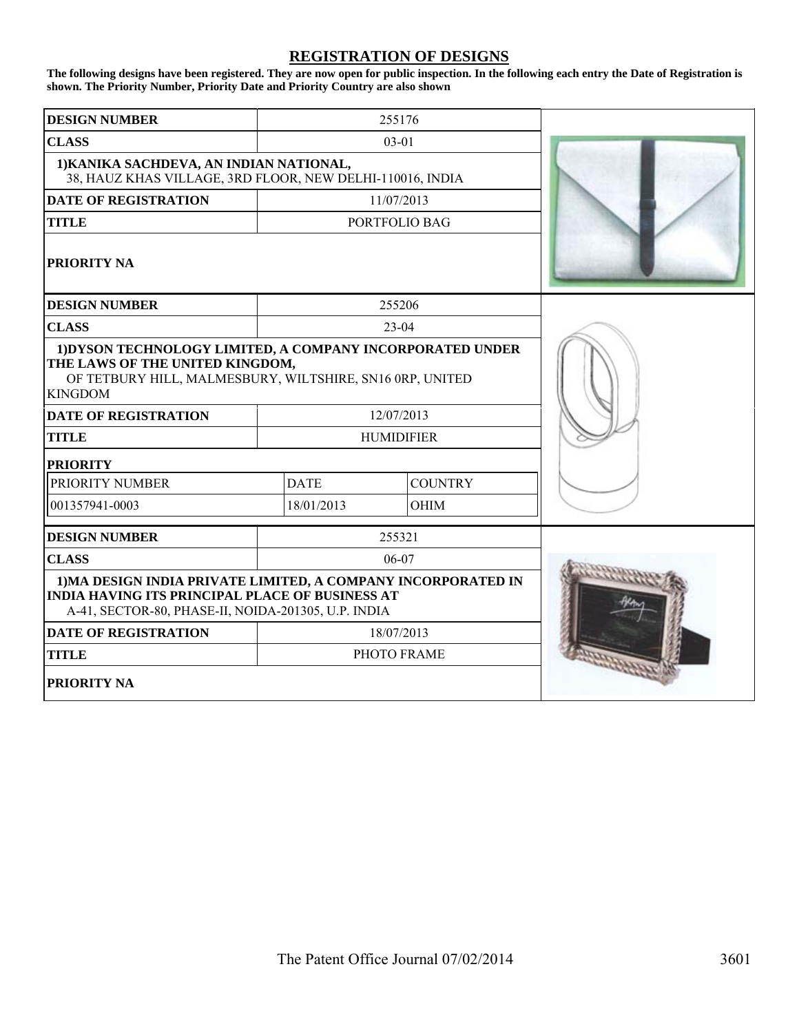## REGISTRATION OF DESIGNS

**The following designs have been registered. They are now open for public inspection. In the following each entry the Date of Registration is shown. The Priority Number, Priority Date and Priority Country are also shown**

| | |
|---|---|
| **DESIGN NUMBER** | 255176 |
| **CLASS** | 03-01 |
| **1)KANIKA SACHDEVA, AN INDIAN NATIONAL,** 38, HAUZ KHAS VILLAGE, 3RD FLOOR, NEW DELHI-110016, INDIA | |
| **DATE OF REGISTRATION** | 11/07/2013 |
| **TITLE** | PORTFOLIO BAG |
| **PRIORITY NA** | |

| | |
|---|---|
| **DESIGN NUMBER** | 255206 |
| **CLASS** | 23-04 |
| **1)DYSON TECHNOLOGY LIMITED, A COMPANY INCORPORATED UNDER THE LAWS OF THE UNITED KINGDOM,** OF TETBURY HILL, MALMESBURY, WILTSHIRE, SN16 0RP, UNITED KINGDOM | |
| **DATE OF REGISTRATION** | 12/07/2013 |
| **TITLE** | HUMIDIFIER |

**PRIORITY**

| PRIORITY NUMBER | DATE | COUNTRY |
|---|---|---|
| 001357941-0003 | 18/01/2013 | OHIM |

| | |
|---|---|
| **DESIGN NUMBER** | 255321 |
| **CLASS** | 06-07 |
| **1)MA DESIGN INDIA PRIVATE LIMITED, A COMPANY INCORPORATED IN INDIA HAVING ITS PRINCIPAL PLACE OF BUSINESS AT** A-41, SECTOR-80, PHASE-II, NOIDA-201305, U.P. INDIA | |
| **DATE OF REGISTRATION** | 18/07/2013 |
| **TITLE** | PHOTO FRAME |
| **PRIORITY NA** | |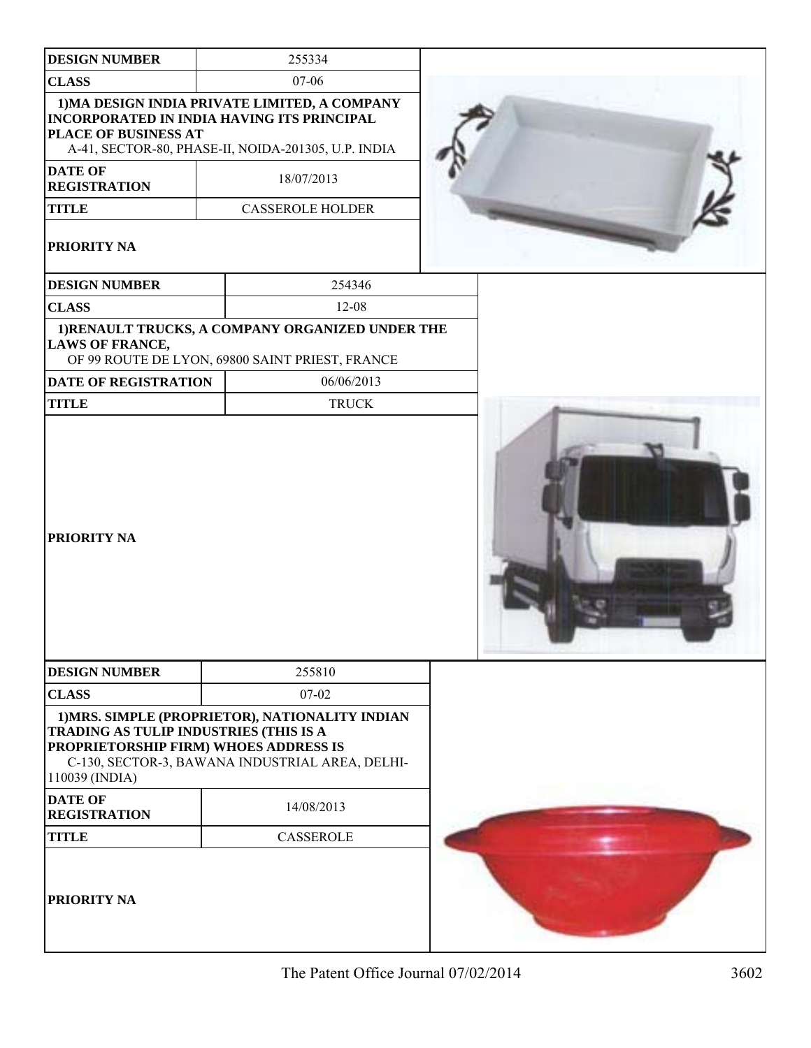| DESIGN NUMBER | 255334 |
| --- | --- |
| CLASS | 07-06 |
| 1)MA DESIGN INDIA PRIVATE LIMITED, A COMPANY INCORPORATED IN INDIA HAVING ITS PRINCIPAL PLACE OF BUSINESS AT A-41, SECTOR-80, PHASE-II, NOIDA-201305, U.P. INDIA | |
| DATE OF REGISTRATION | 18/07/2013 |
| TITLE | CASSEROLE HOLDER |
| PRIORITY NA | |

| DESIGN NUMBER | 254346 |
| --- | --- |
| CLASS | 12-08 |
| 1)RENAULT TRUCKS, A COMPANY ORGANIZED UNDER THE LAWS OF FRANCE, OF 99 ROUTE DE LYON, 69800 SAINT PRIEST, FRANCE | |
| DATE OF REGISTRATION | 06/06/2013 |
| TITLE | TRUCK |
| PRIORITY NA | |

| DESIGN NUMBER | 255810 |
| --- | --- |
| CLASS | 07-02 |
| 1)MRS. SIMPLE (PROPRIETOR), NATIONALITY INDIAN TRADING AS TULIP INDUSTRIES (THIS IS A PROPRIETORSHIP FIRM) WHOES ADDRESS IS C-130, SECTOR-3, BAWANA INDUSTRIAL AREA, DELHI-110039 (INDIA) | |
| DATE OF REGISTRATION | 14/08/2013 |
| TITLE | CASSEROLE |
| PRIORITY NA | |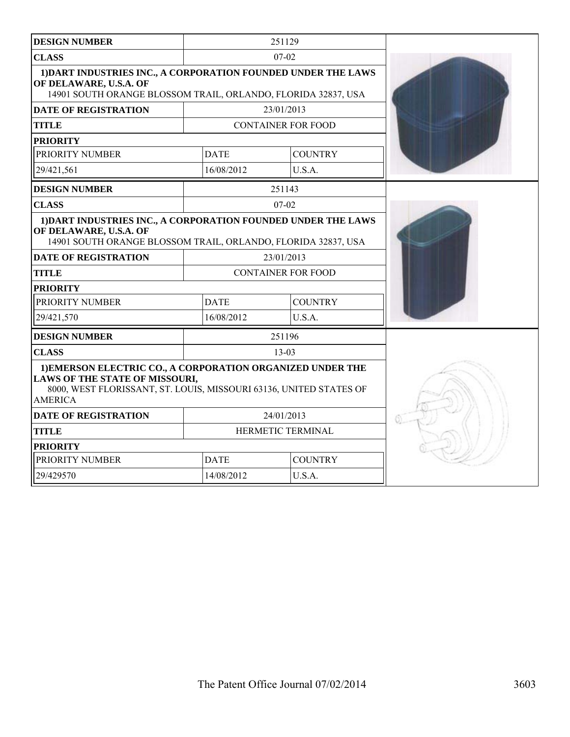| DESIGN NUMBER | 251129 | |
|---|---|---|
| CLASS | 07-02 | |
| **1)DART INDUSTRIES INC., A CORPORATION FOUNDED UNDER THE LAWS OF DELAWARE, U.S.A. OF** 14901 SOUTH ORANGE BLOSSOM TRAIL, ORLANDO, FLORIDA 32837, USA | | |
| DATE OF REGISTRATION | 23/01/2013 | |
| TITLE | CONTAINER FOR FOOD | |
| PRIORITY | | |
| PRIORITY NUMBER | DATE | COUNTRY |
| 29/421,561 | 16/08/2012 | U.S.A. |

| DESIGN NUMBER | 251143 | |
|---|---|---|
| CLASS | 07-02 | |
| **1)DART INDUSTRIES INC., A CORPORATION FOUNDED UNDER THE LAWS OF DELAWARE, U.S.A. OF** 14901 SOUTH ORANGE BLOSSOM TRAIL, ORLANDO, FLORIDA 32837, USA | | |
| DATE OF REGISTRATION | 23/01/2013 | |
| TITLE | CONTAINER FOR FOOD | |
| PRIORITY | | |
| PRIORITY NUMBER | DATE | COUNTRY |
| 29/421,570 | 16/08/2012 | U.S.A. |

| DESIGN NUMBER | 251196 | |
|---|---|---|
| CLASS | 13-03 | |
| **1)EMERSON ELECTRIC CO., A CORPORATION ORGANIZED UNDER THE LAWS OF THE STATE OF MISSOURI,** 8000, WEST FLORISSANT, ST. LOUIS, MISSOURI 63136, UNITED STATES OF AMERICA | | |
| DATE OF REGISTRATION | 24/01/2013 | |
| TITLE | HERMETIC TERMINAL | |
| PRIORITY | | |
| PRIORITY NUMBER | DATE | COUNTRY |
| 29/429570 | 14/08/2012 | U.S.A. |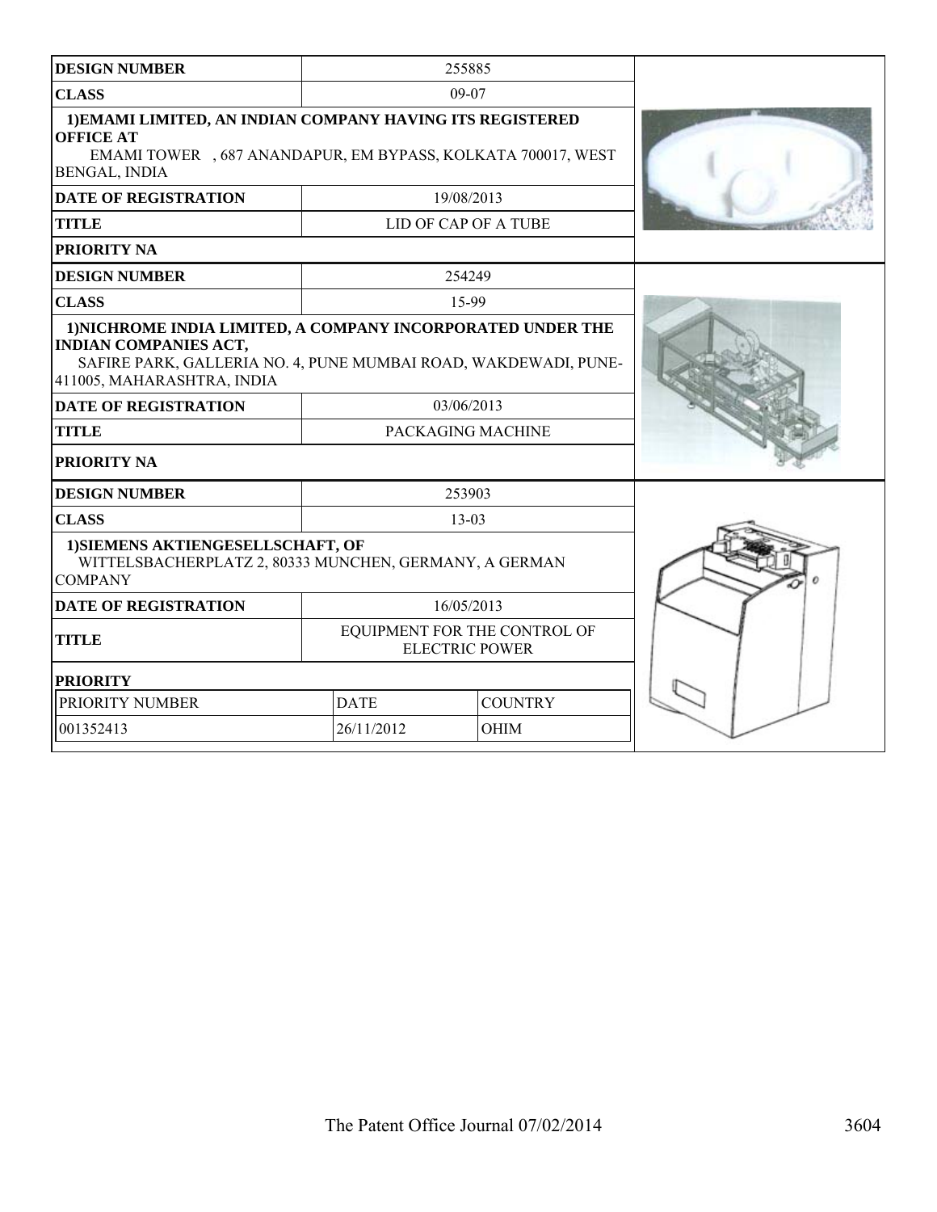| DESIGN NUMBER | 255885 | |
|---|---|---|
| CLASS | 09-07 | |
| 1)EMAMI LIMITED, AN INDIAN COMPANY HAVING ITS REGISTERED OFFICE AT EMAMI TOWER , 687 ANANDAPUR, EM BYPASS, KOLKATA 700017, WEST BENGAL, INDIA | | |
| DATE OF REGISTRATION | 19/08/2013 | |
| TITLE | LID OF CAP OF A TUBE | |
| PRIORITY NA | | |

| DESIGN NUMBER | 254249 | |
|---|---|---|
| CLASS | 15-99 | |
| 1)NICHROME INDIA LIMITED, A COMPANY INCORPORATED UNDER THE INDIAN COMPANIES ACT, SAFIRE PARK, GALLERIA NO. 4, PUNE MUMBAI ROAD, WAKDEWADI, PUNE-411005, MAHARASHTRA, INDIA | | |
| DATE OF REGISTRATION | 03/06/2013 | |
| TITLE | PACKAGING MACHINE | |
| PRIORITY NA | | |

| DESIGN NUMBER | 253903 | |
|---|---|---|
| CLASS | 13-03 | |
| 1)SIEMENS AKTIENGESELLSCHAFT, OF WITTELSBACHERPLATZ 2, 80333 MUNCHEN, GERMANY, A GERMAN COMPANY | | |
| DATE OF REGISTRATION | 16/05/2013 | |
| TITLE | EQUIPMENT FOR THE CONTROL OF ELECTRIC POWER | |
| PRIORITY | | |
| PRIORITY NUMBER | DATE | COUNTRY |
| 001352413 | 26/11/2012 | OHIM |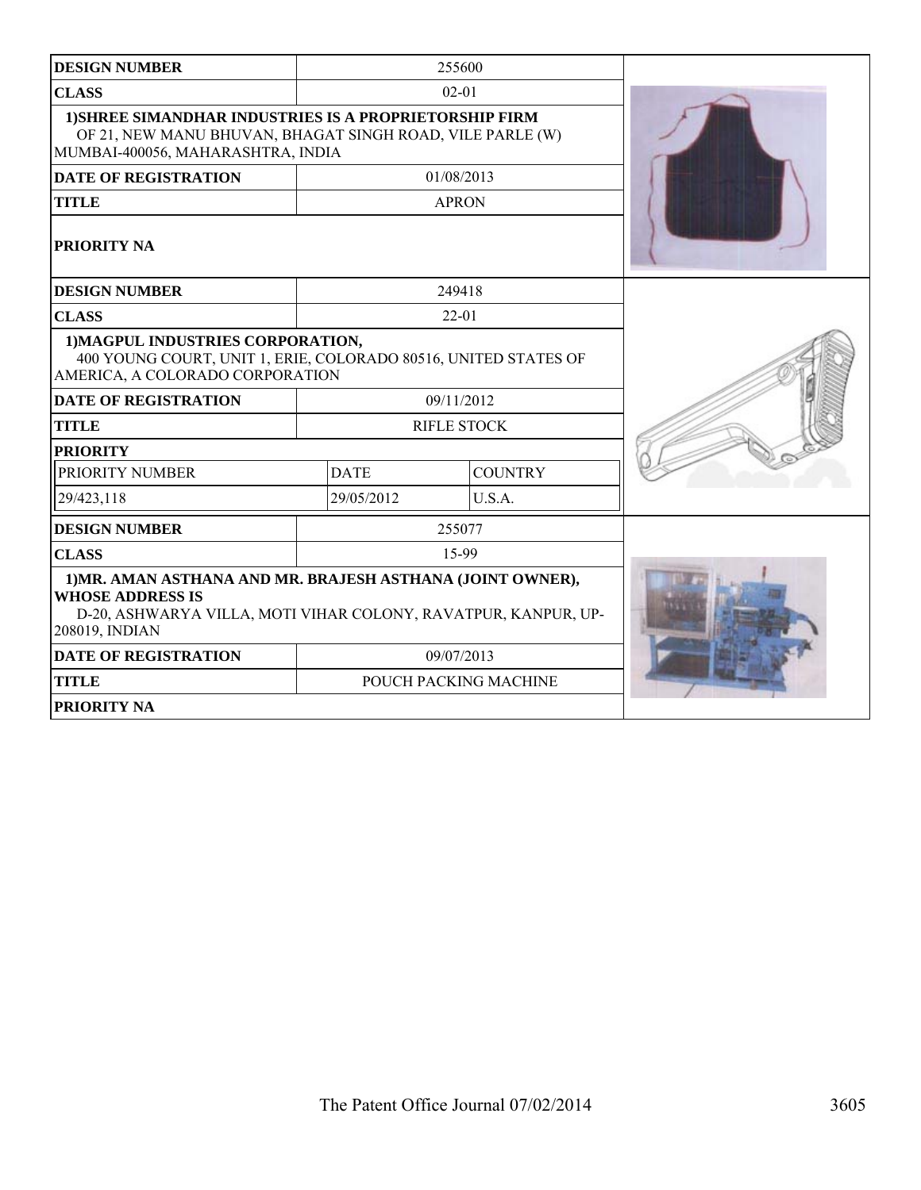| DESIGN NUMBER | 255600 | |
|---|---|---|
| CLASS | 02-01 | |
| 1)SHREE SIMANDHAR INDUSTRIES IS A PROPRIETORSHIP FIRM OF 21, NEW MANU BHUVAN, BHAGAT SINGH ROAD, VILE PARLE (W) MUMBAI-400056, MAHARASHTRA, INDIA | | |
| DATE OF REGISTRATION | 01/08/2013 | |
| TITLE | APRON | |
| PRIORITY NA | | |

| DESIGN NUMBER | 249418 | |
|---|---|---|
| CLASS | 22-01 | |
| 1)MAGPUL INDUSTRIES CORPORATION, 400 YOUNG COURT, UNIT 1, ERIE, COLORADO 80516, UNITED STATES OF AMERICA, A COLORADO CORPORATION | | |
| DATE OF REGISTRATION | 09/11/2012 | |
| TITLE | RIFLE STOCK | |
| PRIORITY | | |
| PRIORITY NUMBER | DATE | COUNTRY |
| 29/423,118 | 29/05/2012 | U.S.A. |

| DESIGN NUMBER | 255077 | |
|---|---|---|
| CLASS | 15-99 | |
| 1)MR. AMAN ASTHANA AND MR. BRAJESH ASTHANA (JOINT OWNER), WHOSE ADDRESS IS D-20, ASHWARYA VILLA, MOTI VIHAR COLONY, RAVATPUR, KANPUR, UP-208019, INDIAN | | |
| DATE OF REGISTRATION | 09/07/2013 | |
| TITLE | POUCH PACKING MACHINE | |
| PRIORITY NA | | |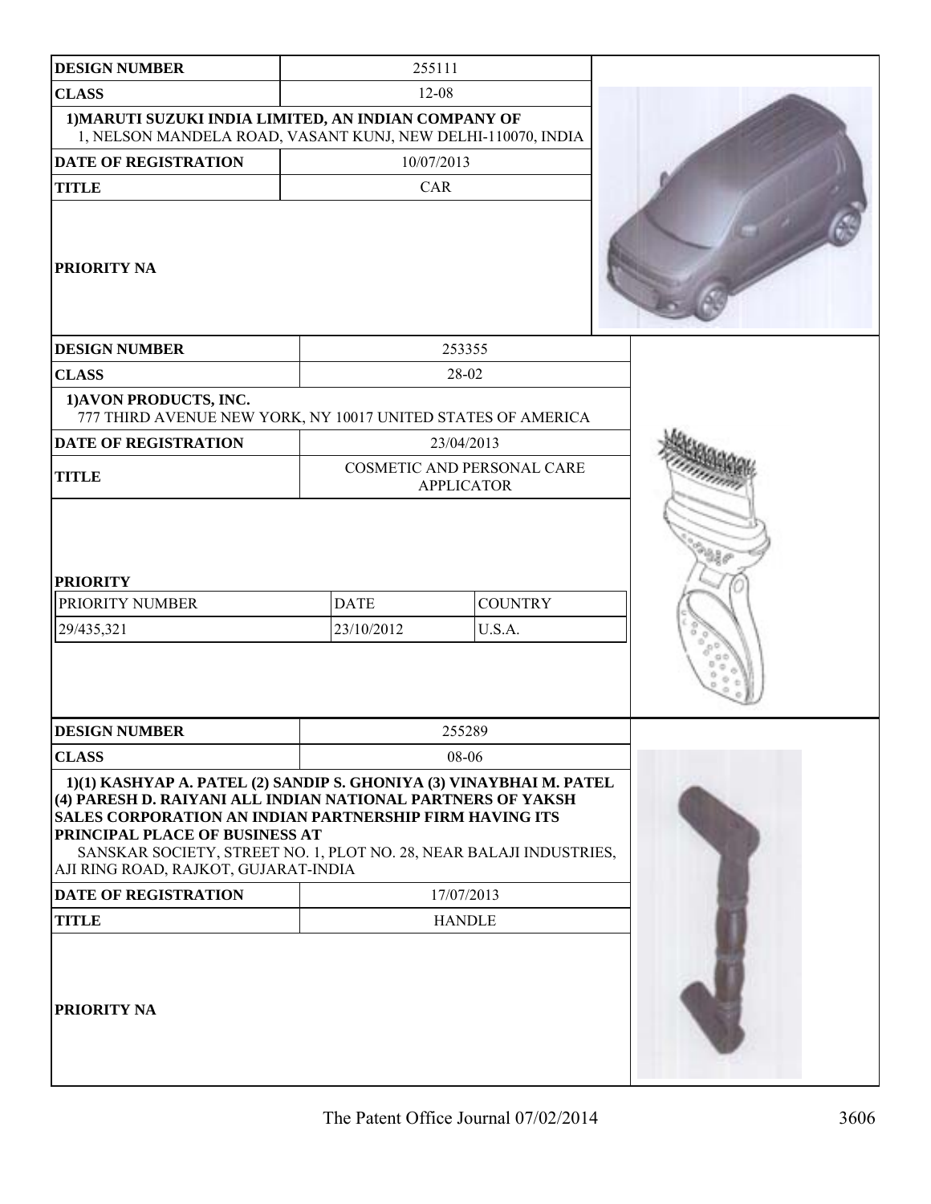| DESIGN NUMBER | 255111 |
|---|---|
| CLASS | 12-08 |
| 1)MARUTI SUZUKI INDIA LIMITED, AN INDIAN COMPANY OF<br>1, NELSON MANDELA ROAD, VASANT KUNJ, NEW DELHI-110070, INDIA | |
| DATE OF REGISTRATION | 10/07/2013 |
| TITLE | CAR |
| PRIORITY NA | |

| DESIGN NUMBER | 253355 | |
|---|---|---|
| CLASS | 28-02 | |
| 1)AVON PRODUCTS, INC.<br>777 THIRD AVENUE NEW YORK, NY 10017 UNITED STATES OF AMERICA | | |
| DATE OF REGISTRATION | 23/04/2013 | |
| TITLE | COSMETIC AND PERSONAL CARE APPLICATOR | |
| PRIORITY | | |
| PRIORITY NUMBER | DATE | COUNTRY |
| 29/435,321 | 23/10/2012 | U.S.A. |

| DESIGN NUMBER | 255289 |
|---|---|
| CLASS | 08-06 |
| 1)(1) KASHYAP A. PATEL (2) SANDIP S. GHONIYA (3) VINAYBHAI M. PATEL (4) PARESH D. RAIYANI ALL INDIAN NATIONAL PARTNERS OF YAKSH SALES CORPORATION AN INDIAN PARTNERSHIP FIRM HAVING ITS PRINCIPAL PLACE OF BUSINESS AT<br>SANSKAR SOCIETY, STREET NO. 1, PLOT NO. 28, NEAR BALAJI INDUSTRIES, AJI RING ROAD, RAJKOT, GUJARAT-INDIA | |
| DATE OF REGISTRATION | 17/07/2013 |
| TITLE | HANDLE |
| PRIORITY NA | |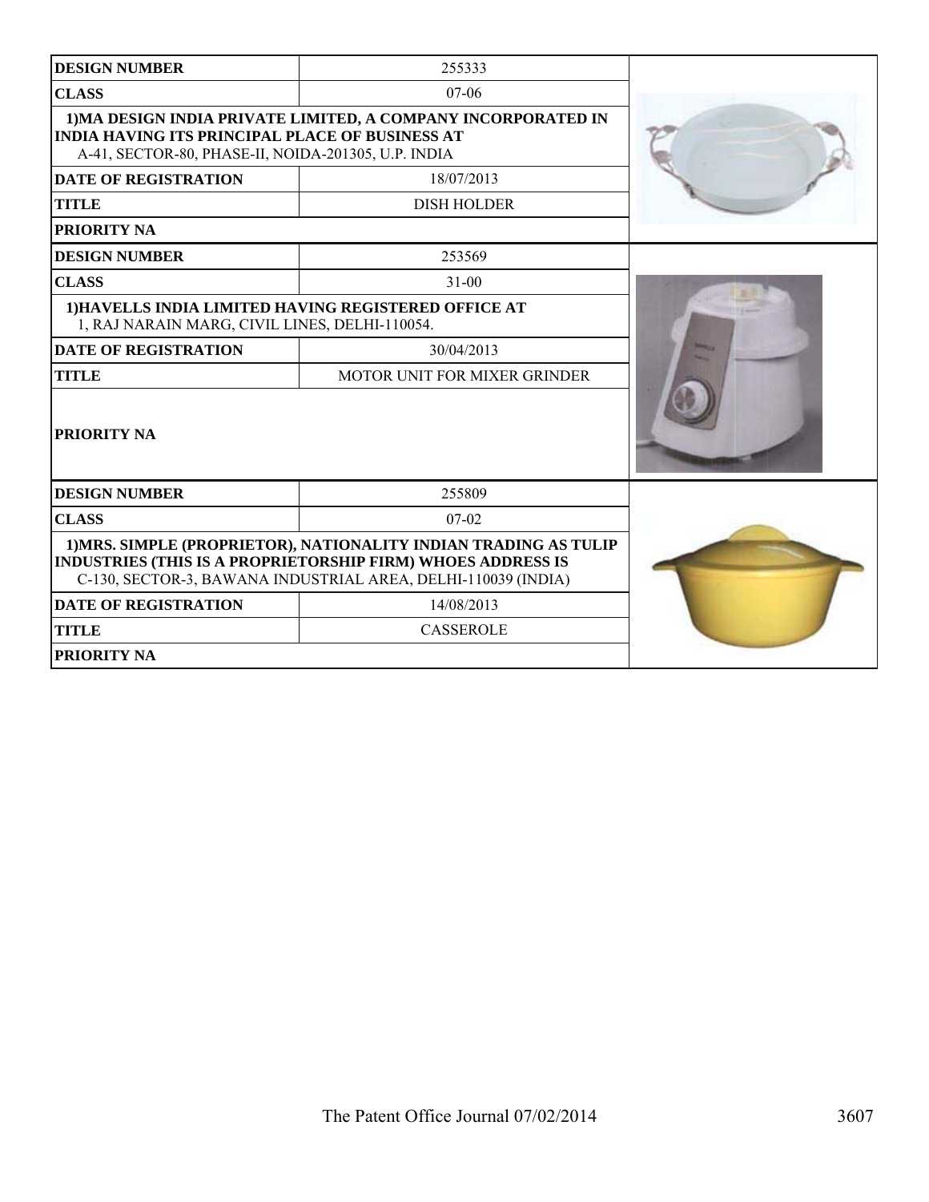| DESIGN NUMBER | 255333 |
|---|---|
| CLASS | 07-06 |
| 1)MA DESIGN INDIA PRIVATE LIMITED, A COMPANY INCORPORATED IN INDIA HAVING ITS PRINCIPAL PLACE OF BUSINESS AT A-41, SECTOR-80, PHASE-II, NOIDA-201305, U.P. INDIA | |
| DATE OF REGISTRATION | 18/07/2013 |
| TITLE | DISH HOLDER |
| PRIORITY NA | |

| DESIGN NUMBER | 253569 |
|---|---|
| CLASS | 31-00 |
| 1)HAVELLS INDIA LIMITED HAVING REGISTERED OFFICE AT 1, RAJ NARAIN MARG, CIVIL LINES, DELHI-110054. | |
| DATE OF REGISTRATION | 30/04/2013 |
| TITLE | MOTOR UNIT FOR MIXER GRINDER |
| PRIORITY NA | |

| DESIGN NUMBER | 255809 |
|---|---|
| CLASS | 07-02 |
| 1)MRS. SIMPLE (PROPRIETOR), NATIONALITY INDIAN TRADING AS TULIP INDUSTRIES (THIS IS A PROPRIETORSHIP FIRM) WHOES ADDRESS IS C-130, SECTOR-3, BAWANA INDUSTRIAL AREA, DELHI-110039 (INDIA) | |
| DATE OF REGISTRATION | 14/08/2013 |
| TITLE | CASSEROLE |
| PRIORITY NA | |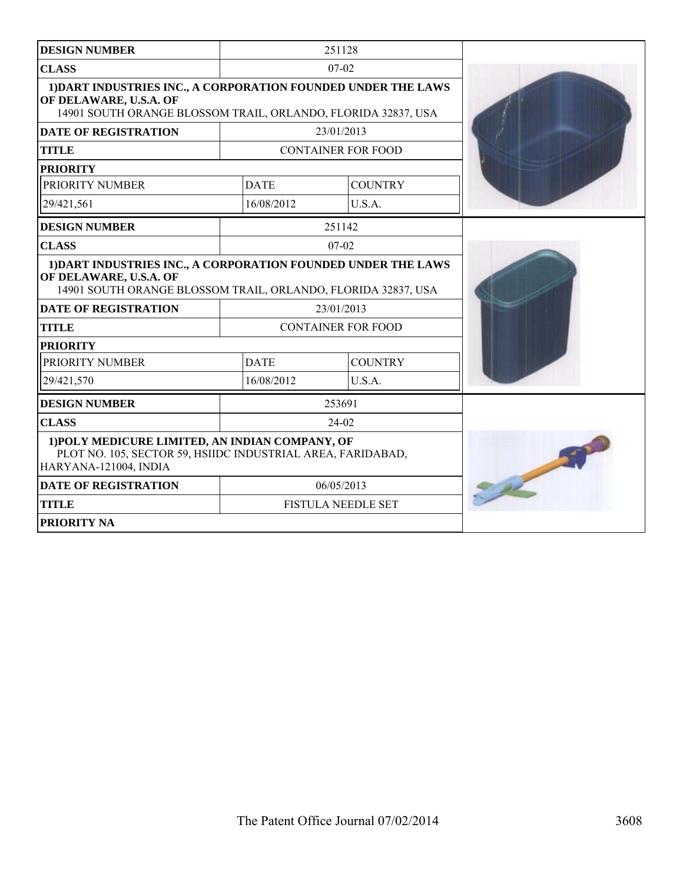| DESIGN NUMBER | 251128 | |
|---|---|---|
| CLASS | 07-02 | |
| 1)DART INDUSTRIES INC., A CORPORATION FOUNDED UNDER THE LAWS OF DELAWARE, U.S.A. OF 14901 SOUTH ORANGE BLOSSOM TRAIL, ORLANDO, FLORIDA 32837, USA | | |
| DATE OF REGISTRATION | 23/01/2013 | |
| TITLE | CONTAINER FOR FOOD | |
| PRIORITY | | |
| PRIORITY NUMBER | DATE | COUNTRY |
| 29/421,561 | 16/08/2012 | U.S.A. |

| DESIGN NUMBER | 251142 | |
|---|---|---|
| CLASS | 07-02 | |
| 1)DART INDUSTRIES INC., A CORPORATION FOUNDED UNDER THE LAWS OF DELAWARE, U.S.A. OF 14901 SOUTH ORANGE BLOSSOM TRAIL, ORLANDO, FLORIDA 32837, USA | | |
| DATE OF REGISTRATION | 23/01/2013 | |
| TITLE | CONTAINER FOR FOOD | |
| PRIORITY | | |
| PRIORITY NUMBER | DATE | COUNTRY |
| 29/421,570 | 16/08/2012 | U.S.A. |

| DESIGN NUMBER | 253691 |
|---|---|
| CLASS | 24-02 |
| 1)POLY MEDICURE LIMITED, AN INDIAN COMPANY, OF PLOT NO. 105, SECTOR 59, HSIIDC INDUSTRIAL AREA, FARIDABAD, HARYANA-121004, INDIA | |
| DATE OF REGISTRATION | 06/05/2013 |
| TITLE | FISTULA NEEDLE SET |
| PRIORITY NA | |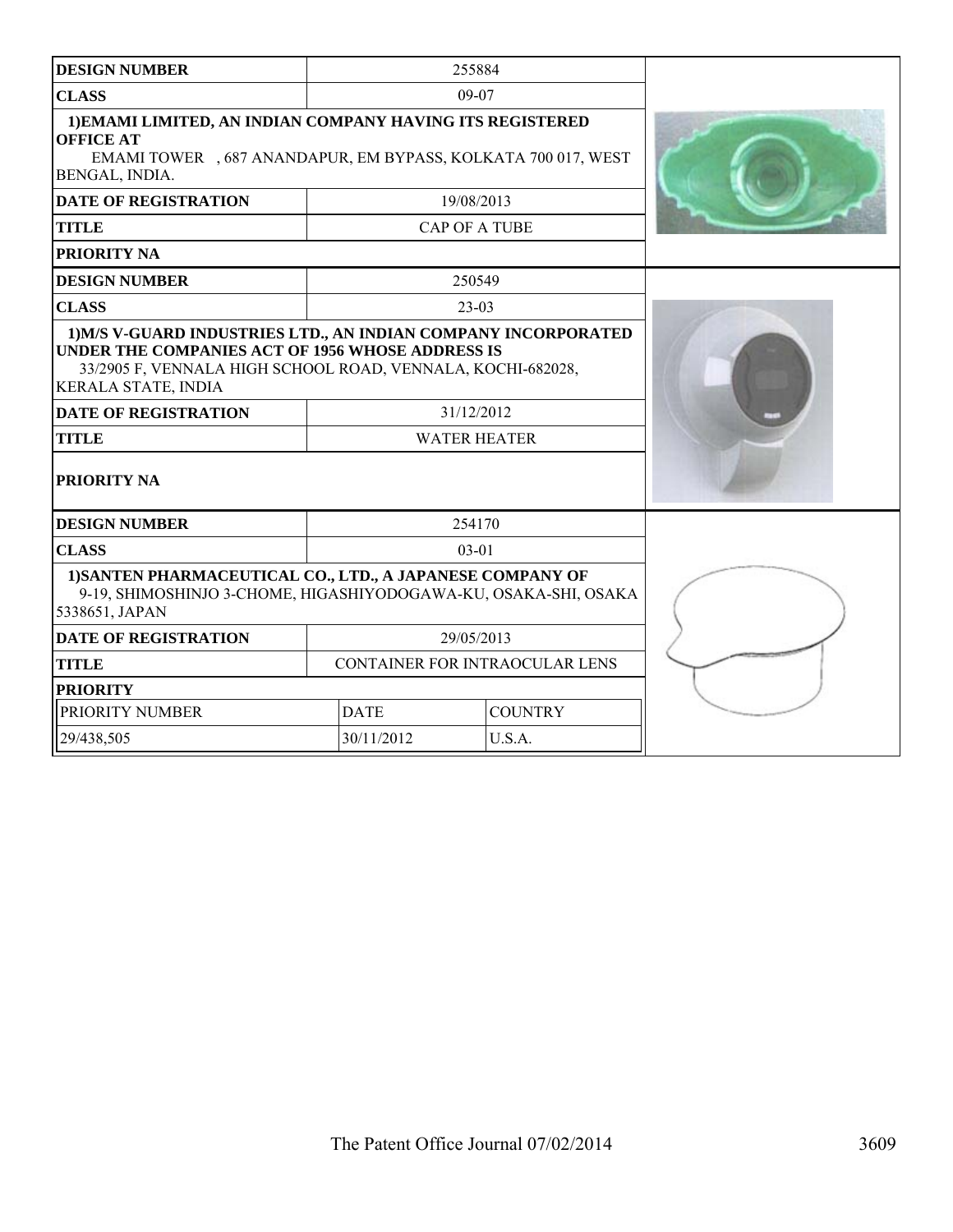| DESIGN NUMBER | 255884 |
|---|---|
| CLASS | 09-07 |
| 1)EMAMI LIMITED, AN INDIAN COMPANY HAVING ITS REGISTERED OFFICE AT EMAMI TOWER , 687 ANANDAPUR, EM BYPASS, KOLKATA 700 017, WEST BENGAL, INDIA. | |
| DATE OF REGISTRATION | 19/08/2013 |
| TITLE | CAP OF A TUBE |
| PRIORITY NA | |

| DESIGN NUMBER | 250549 |
|---|---|
| CLASS | 23-03 |
| 1)M/S V-GUARD INDUSTRIES LTD., AN INDIAN COMPANY INCORPORATED UNDER THE COMPANIES ACT OF 1956 WHOSE ADDRESS IS 33/2905 F, VENNALA HIGH SCHOOL ROAD, VENNALA, KOCHI-682028, KERALA STATE, INDIA | |
| DATE OF REGISTRATION | 31/12/2012 |
| TITLE | WATER HEATER |
| PRIORITY NA | |

| DESIGN NUMBER | 254170 | |
|---|---|---|
| CLASS | 03-01 | |
| 1)SANTEN PHARMACEUTICAL CO., LTD., A JAPANESE COMPANY OF 9-19, SHIMOSHINJO 3-CHOME, HIGASHIYODOGAWA-KU, OSAKA-SHI, OSAKA 5338651, JAPAN | | |
| DATE OF REGISTRATION | 29/05/2013 | |
| TITLE | CONTAINER FOR INTRAOCULAR LENS | |
| PRIORITY | | |
| PRIORITY NUMBER | DATE | COUNTRY |
| 29/438,505 | 30/11/2012 | U.S.A. |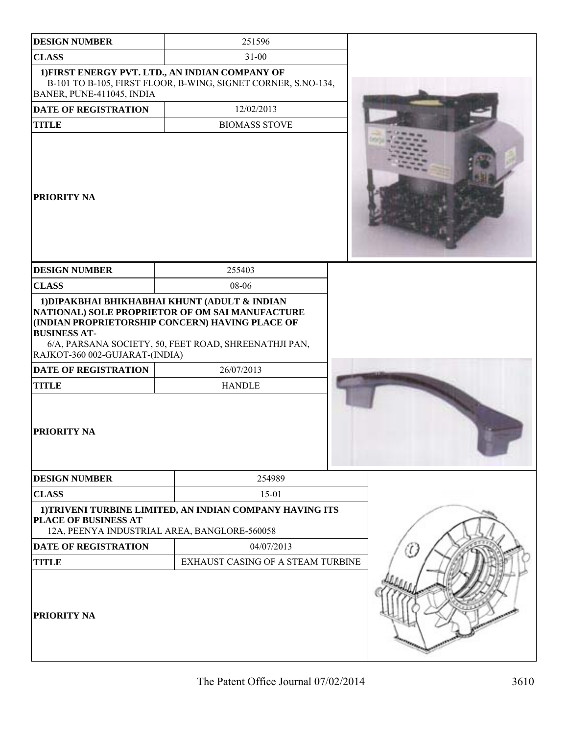| DESIGN NUMBER | 251596 |
|---|---|
| CLASS | 31-00 |
| 1)FIRST ENERGY PVT. LTD., AN INDIAN COMPANY OF B-101 TO B-105, FIRST FLOOR, B-WING, SIGNET CORNER, S.NO-134, BANER, PUNE-411045, INDIA | |
| DATE OF REGISTRATION | 12/02/2013 |
| TITLE | BIOMASS STOVE |
| PRIORITY NA | |

| DESIGN NUMBER | 255403 |
|---|---|
| CLASS | 08-06 |
| 1)DIPAKBHAI BHIKHABHAI KHUNT (ADULT & INDIAN NATIONAL) SOLE PROPRIETOR OF OM SAI MANUFACTURE (INDIAN PROPRIETORSHIP CONCERN) HAVING PLACE OF BUSINESS AT- 6/A, PARSANA SOCIETY, 50, FEET ROAD, SHREENATHJI PAN, RAJKOT-360 002-GUJARAT-(INDIA) | |
| DATE OF REGISTRATION | 26/07/2013 |
| TITLE | HANDLE |
| PRIORITY NA | |

| DESIGN NUMBER | 254989 |
|---|---|
| CLASS | 15-01 |
| 1)TRIVENI TURBINE LIMITED, AN INDIAN COMPANY HAVING ITS PLACE OF BUSINESS AT 12A, PEENYA INDUSTRIAL AREA, BANGLORE-560058 | |
| DATE OF REGISTRATION | 04/07/2013 |
| TITLE | EXHAUST CASING OF A STEAM TURBINE |
| PRIORITY NA | |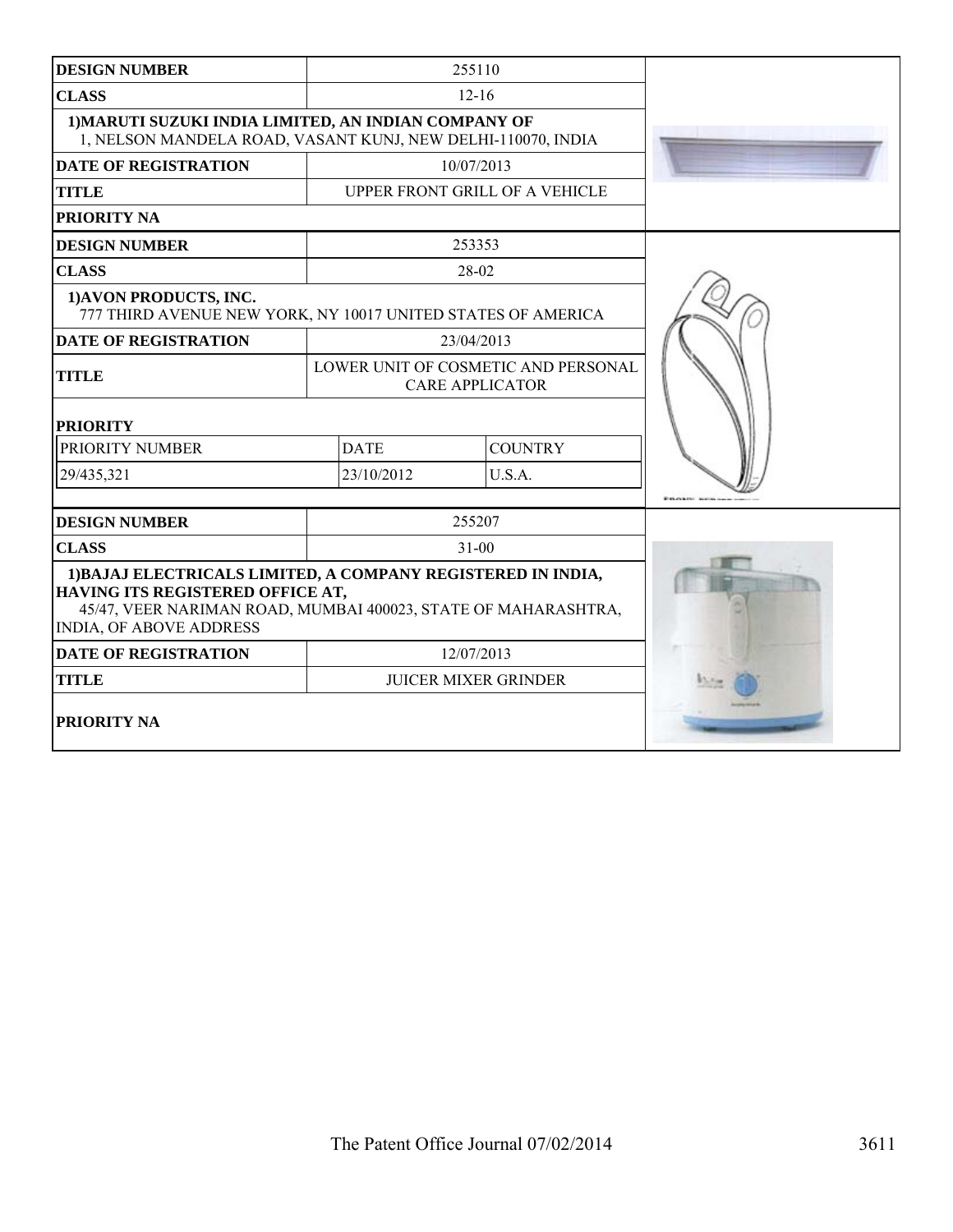| DESIGN NUMBER | 255110 |
|---|---|
| CLASS | 12-16 |
| 1)MARUTI SUZUKI INDIA LIMITED, AN INDIAN COMPANY OF 1, NELSON MANDELA ROAD, VASANT KUNJ, NEW DELHI-110070, INDIA | |
| DATE OF REGISTRATION | 10/07/2013 |
| TITLE | UPPER FRONT GRILL OF A VEHICLE |
| PRIORITY NA | |

| DESIGN NUMBER | 253353 | |
|---|---|---|
| CLASS | 28-02 | |
| 1)AVON PRODUCTS, INC. 777 THIRD AVENUE NEW YORK, NY 10017 UNITED STATES OF AMERICA | | |
| DATE OF REGISTRATION | 23/04/2013 | |
| TITLE | LOWER UNIT OF COSMETIC AND PERSONAL CARE APPLICATOR | |
| PRIORITY | | |
| PRIORITY NUMBER | DATE | COUNTRY |
| 29/435,321 | 23/10/2012 | U.S.A. |

| DESIGN NUMBER | 255207 |
|---|---|
| CLASS | 31-00 |
| 1)BAJAJ ELECTRICALS LIMITED, A COMPANY REGISTERED IN INDIA, HAVING ITS REGISTERED OFFICE AT, 45/47, VEER NARIMAN ROAD, MUMBAI 400023, STATE OF MAHARASHTRA, INDIA, OF ABOVE ADDRESS | |
| DATE OF REGISTRATION | 12/07/2013 |
| TITLE | JUICER MIXER GRINDER |
| PRIORITY NA | |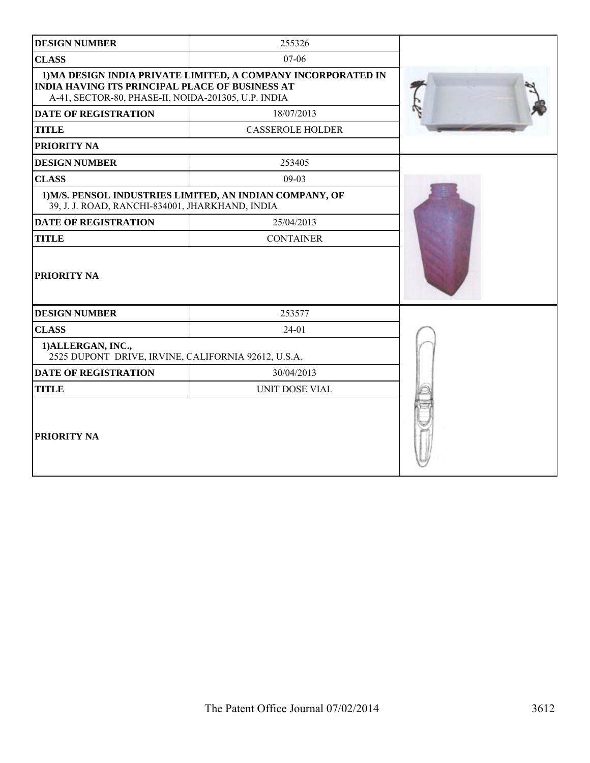| DESIGN NUMBER | 255326 |
|---|---|
| CLASS | 07-06 |
| 1)MA DESIGN INDIA PRIVATE LIMITED, A COMPANY INCORPORATED IN INDIA HAVING ITS PRINCIPAL PLACE OF BUSINESS AT A-41, SECTOR-80, PHASE-II, NOIDA-201305, U.P. INDIA | |
| DATE OF REGISTRATION | 18/07/2013 |
| TITLE | CASSEROLE HOLDER |
| PRIORITY NA | |

| DESIGN NUMBER | 253405 |
|---|---|
| CLASS | 09-03 |
| 1)M/S. PENSOL INDUSTRIES LIMITED, AN INDIAN COMPANY, OF 39, J. J. ROAD, RANCHI-834001, JHARKHAND, INDIA | |
| DATE OF REGISTRATION | 25/04/2013 |
| TITLE | CONTAINER |
| PRIORITY NA | |

| DESIGN NUMBER | 253577 |
|---|---|
| CLASS | 24-01 |
| 1)ALLERGAN, INC., 2525 DUPONT DRIVE, IRVINE, CALIFORNIA 92612, U.S.A. | |
| DATE OF REGISTRATION | 30/04/2013 |
| TITLE | UNIT DOSE VIAL |
| PRIORITY NA | |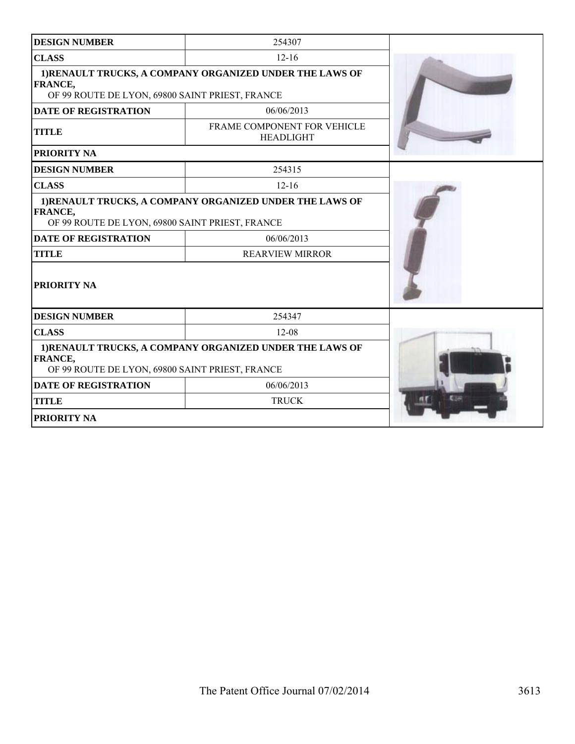| DESIGN NUMBER | 254307 |
|---|---|
| CLASS | 12-16 |
| 1)RENAULT TRUCKS, A COMPANY ORGANIZED UNDER THE LAWS OF FRANCE, OF 99 ROUTE DE LYON, 69800 SAINT PRIEST, FRANCE | |
| DATE OF REGISTRATION | 06/06/2013 |
| TITLE | FRAME COMPONENT FOR VEHICLE HEADLIGHT |
| PRIORITY NA | |

| DESIGN NUMBER | 254315 |
|---|---|
| CLASS | 12-16 |
| 1)RENAULT TRUCKS, A COMPANY ORGANIZED UNDER THE LAWS OF FRANCE, OF 99 ROUTE DE LYON, 69800 SAINT PRIEST, FRANCE | |
| DATE OF REGISTRATION | 06/06/2013 |
| TITLE | REARVIEW MIRROR |
| PRIORITY NA | |

| DESIGN NUMBER | 254347 |
|---|---|
| CLASS | 12-08 |
| 1)RENAULT TRUCKS, A COMPANY ORGANIZED UNDER THE LAWS OF FRANCE, OF 99 ROUTE DE LYON, 69800 SAINT PRIEST, FRANCE | |
| DATE OF REGISTRATION | 06/06/2013 |
| TITLE | TRUCK |
| PRIORITY NA | |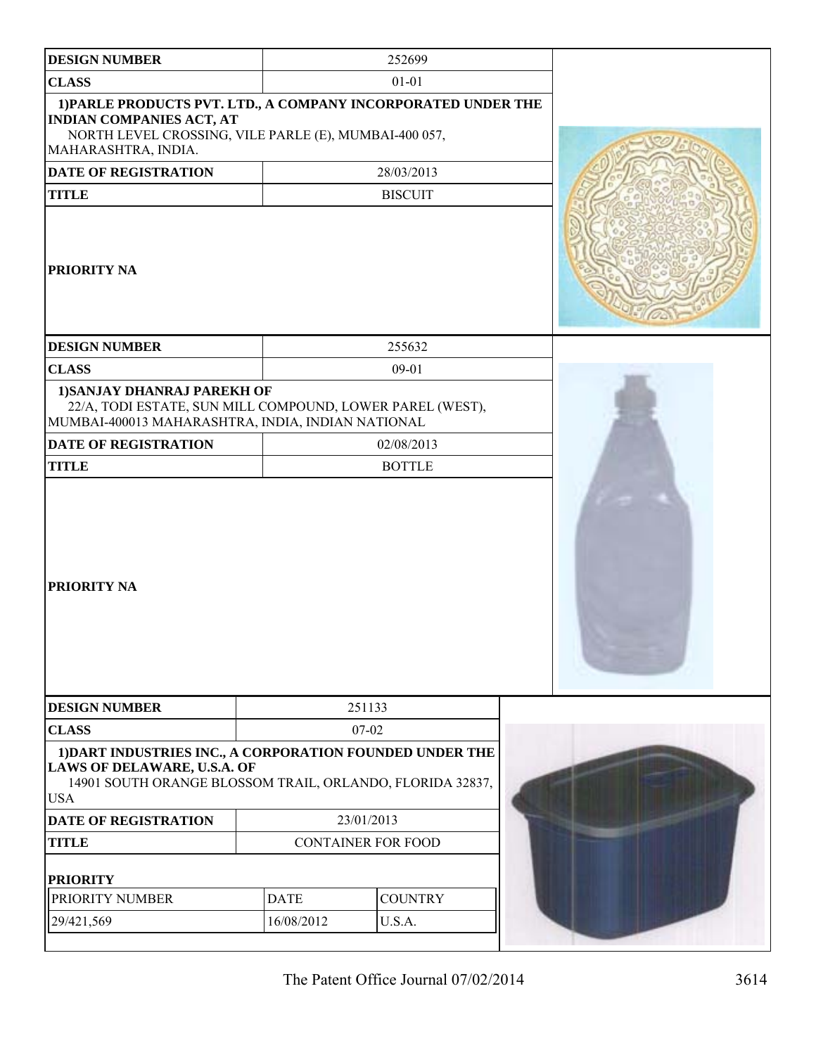| DESIGN NUMBER | 252699 |
|---|---|
| CLASS | 01-01 |
| 1)PARLE PRODUCTS PVT. LTD., A COMPANY INCORPORATED UNDER THE INDIAN COMPANIES ACT, AT NORTH LEVEL CROSSING, VILE PARLE (E), MUMBAI-400 057, MAHARASHTRA, INDIA. | |
| DATE OF REGISTRATION | 28/03/2013 |
| TITLE | BISCUIT |
| PRIORITY NA | |

| DESIGN NUMBER | 255632 |
|---|---|
| CLASS | 09-01 |
| 1)SANJAY DHANRAJ PAREKH OF 22/A, TODI ESTATE, SUN MILL COMPOUND, LOWER PAREL (WEST), MUMBAI-400013 MAHARASHTRA, INDIA, INDIAN NATIONAL | |
| DATE OF REGISTRATION | 02/08/2013 |
| TITLE | BOTTLE |
| PRIORITY NA | |

| DESIGN NUMBER | 251133 |
|---|---|
| CLASS | 07-02 |
| 1)DART INDUSTRIES INC., A CORPORATION FOUNDED UNDER THE LAWS OF DELAWARE, U.S.A. OF 14901 SOUTH ORANGE BLOSSOM TRAIL, ORLANDO, FLORIDA 32837, USA | |
| DATE OF REGISTRATION | 23/01/2013 |
| TITLE | CONTAINER FOR FOOD |

**PRIORITY**

| PRIORITY NUMBER | DATE | COUNTRY |
|---|---|---|
| 29/421,569 | 16/08/2012 | U.S.A. |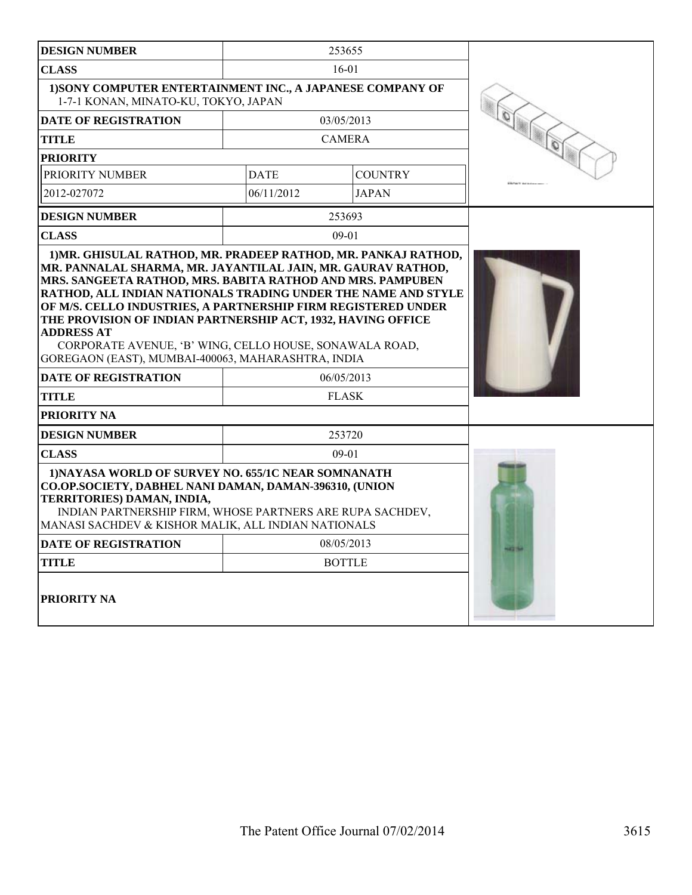| DESIGN NUMBER | 253655 | |
|---|---|---|
| CLASS | 16-01 | |
| 1)SONY COMPUTER ENTERTAINMENT INC., A JAPANESE COMPANY OF 1-7-1 KONAN, MINATO-KU, TOKYO, JAPAN | | |
| DATE OF REGISTRATION | 03/05/2013 | |
| TITLE | CAMERA | |
| PRIORITY | | |
| PRIORITY NUMBER | DATE | COUNTRY |
| 2012-027072 | 06/11/2012 | JAPAN |

| DESIGN NUMBER | 253693 |
|---|---|
| CLASS | 09-01 |
| 1)MR. GHISULAL RATHOD, MR. PRADEEP RATHOD, MR. PANKAJ RATHOD, MR. PANNALAL SHARMA, MR. JAYANTILAL JAIN, MR. GAURAV RATHOD, MRS. SANGEETA RATHOD, MRS. BABITA RATHOD AND MRS. PAMPUBEN RATHOD, ALL INDIAN NATIONALS TRADING UNDER THE NAME AND STYLE OF M/S. CELLO INDUSTRIES, A PARTNERSHIP FIRM REGISTERED UNDER THE PROVISION OF INDIAN PARTNERSHIP ACT, 1932, HAVING OFFICE ADDRESS AT CORPORATE AVENUE, 'B' WING, CELLO HOUSE, SONAWALA ROAD, GOREGAON (EAST), MUMBAI-400063, MAHARASHTRA, INDIA | |
| DATE OF REGISTRATION | 06/05/2013 |
| TITLE | FLASK |
| PRIORITY NA | |

| DESIGN NUMBER | 253720 |
|---|---|
| CLASS | 09-01 |
| 1)NAYASA WORLD OF SURVEY NO. 655/1C NEAR SOMNANATH CO.OP.SOCIETY, DABHEL NANI DAMAN, DAMAN-396310, (UNION TERRITORIES) DAMAN, INDIA, INDIAN PARTNERSHIP FIRM, WHOSE PARTNERS ARE RUPA SACHDEV, MANASI SACHDEV & KISHOR MALIK, ALL INDIAN NATIONALS | |
| DATE OF REGISTRATION | 08/05/2013 |
| TITLE | BOTTLE |
| PRIORITY NA | |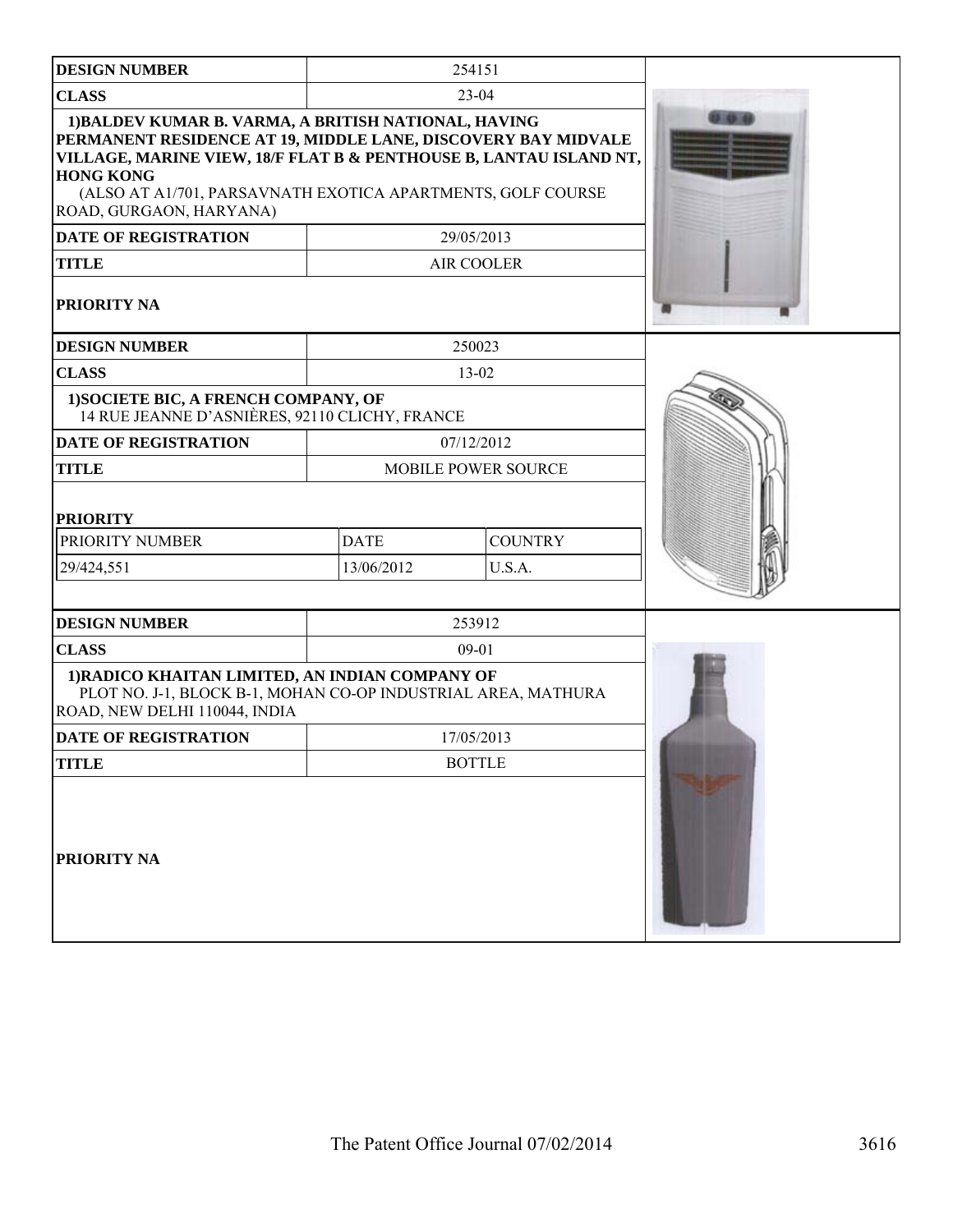| DESIGN NUMBER | 254151 | |
|---|---|---|
| CLASS | 23-04 | |
| 1)BALDEV KUMAR B. VARMA, A BRITISH NATIONAL, HAVING PERMANENT RESIDENCE AT 19, MIDDLE LANE, DISCOVERY BAY MIDVALE VILLAGE, MARINE VIEW, 18/F FLAT B & PENTHOUSE B, LANTAU ISLAND NT, HONG KONG (ALSO AT A1/701, PARSAVNATH EXOTICA APARTMENTS, GOLF COURSE ROAD, GURGAON, HARYANA) | | |
| DATE OF REGISTRATION | 29/05/2013 | |
| TITLE | AIR COOLER | |
| PRIORITY NA | | |

| DESIGN NUMBER | 250023 | |
|---|---|---|
| CLASS | 13-02 | |
| 1)SOCIETE BIC, A FRENCH COMPANY, OF 14 RUE JEANNE D'ASNIÈRES, 92110 CLICHY, FRANCE | | |
| DATE OF REGISTRATION | 07/12/2012 | |
| TITLE | MOBILE POWER SOURCE | |

**PRIORITY**

| PRIORITY NUMBER | DATE | COUNTRY |
|---|---|---|
| 29/424,551 | 13/06/2012 | U.S.A. |

| DESIGN NUMBER | 253912 | |
|---|---|---|
| CLASS | 09-01 | |
| 1)RADICO KHAITAN LIMITED, AN INDIAN COMPANY OF PLOT NO. J-1, BLOCK B-1, MOHAN CO-OP INDUSTRIAL AREA, MATHURA ROAD, NEW DELHI 110044, INDIA | | |
| DATE OF REGISTRATION | 17/05/2013 | |
| TITLE | BOTTLE | |
| PRIORITY NA | | |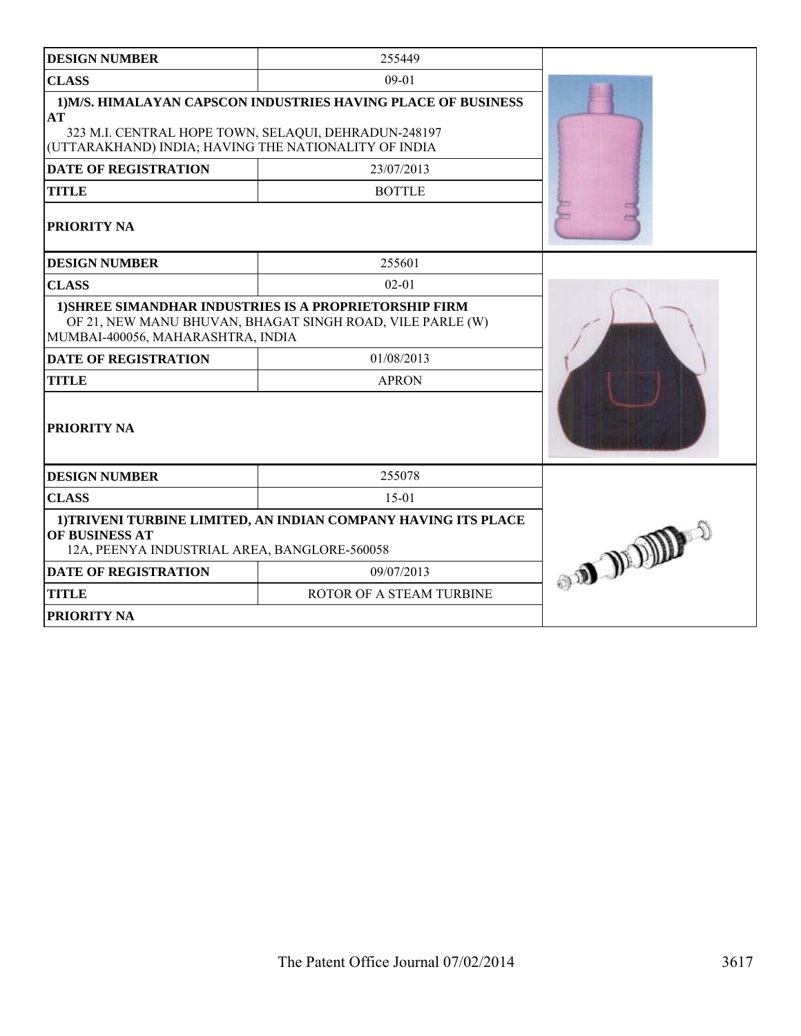| DESIGN NUMBER | 255449 |
|---|---|
| CLASS | 09-01 |
| 1)M/S. HIMALAYAN CAPSCON INDUSTRIES HAVING PLACE OF BUSINESS AT<br>323 M.I. CENTRAL HOPE TOWN, SELAQUI, DEHRADUN-248197 (UTTARAKHAND) INDIA; HAVING THE NATIONALITY OF INDIA | |
| DATE OF REGISTRATION | 23/07/2013 |
| TITLE | BOTTLE |
| PRIORITY NA | |

| DESIGN NUMBER | 255601 |
|---|---|
| CLASS | 02-01 |
| 1)SHREE SIMANDHAR INDUSTRIES IS A PROPRIETORSHIP FIRM<br>OF 21, NEW MANU BHUVAN, BHAGAT SINGH ROAD, VILE PARLE (W) MUMBAI-400056, MAHARASHTRA, INDIA | |
| DATE OF REGISTRATION | 01/08/2013 |
| TITLE | APRON |
| PRIORITY NA | |

| DESIGN NUMBER | 255078 |
|---|---|
| CLASS | 15-01 |
| 1)TRIVENI TURBINE LIMITED, AN INDIAN COMPANY HAVING ITS PLACE OF BUSINESS AT<br>12A, PEENYA INDUSTRIAL AREA, BANGLORE-560058 | |
| DATE OF REGISTRATION | 09/07/2013 |
| TITLE | ROTOR OF A STEAM TURBINE |
| PRIORITY NA | |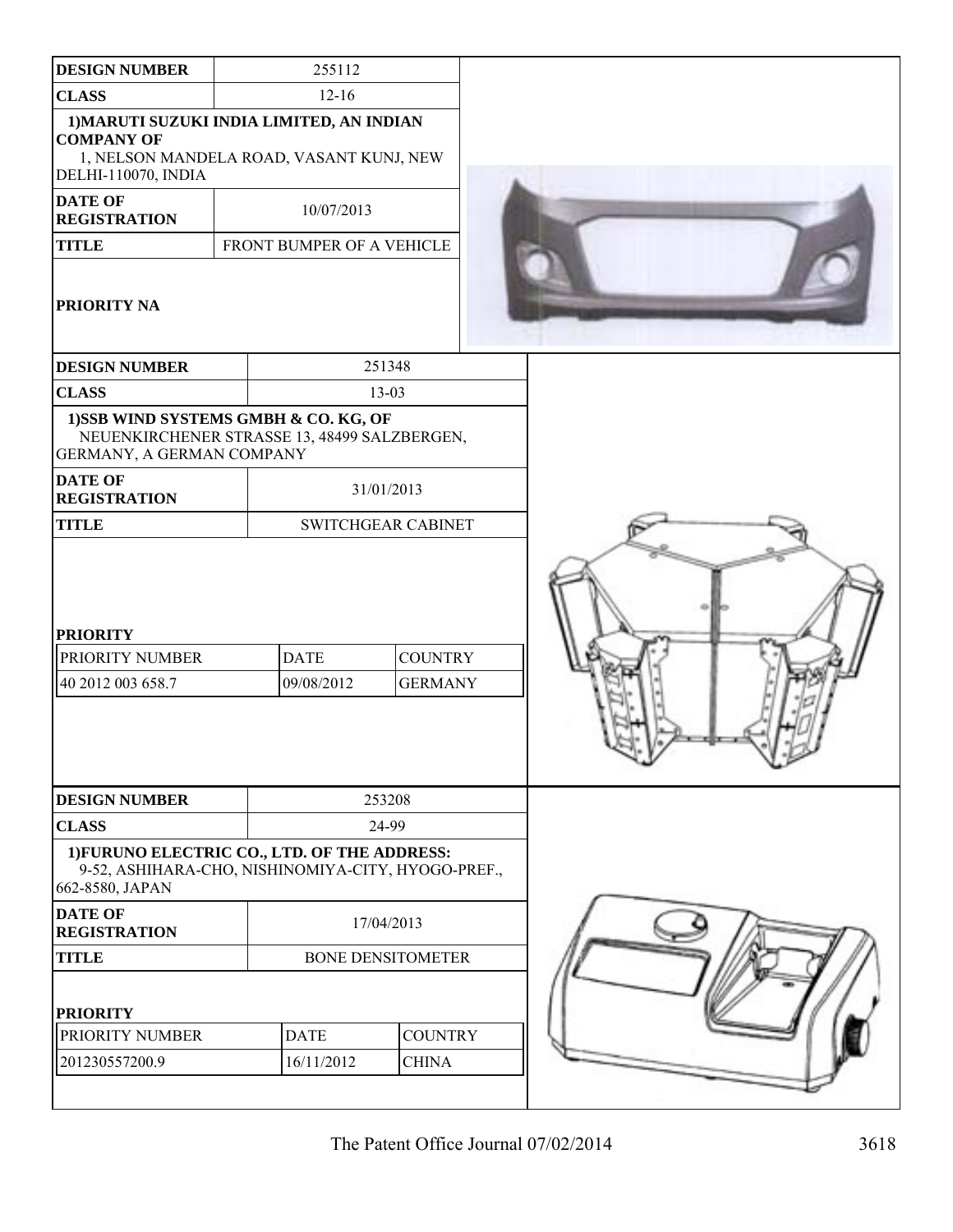| DESIGN NUMBER | 255112 |
|---|---|
| CLASS | 12-16 |
| 1)MARUTI SUZUKI INDIA LIMITED, AN INDIAN COMPANY OF 1, NELSON MANDELA ROAD, VASANT KUNJ, NEW DELHI-110070, INDIA | |
| DATE OF REGISTRATION | 10/07/2013 |
| TITLE | FRONT BUMPER OF A VEHICLE |
| PRIORITY NA | |

| DESIGN NUMBER | 251348 |
|---|---|
| CLASS | 13-03 |
| 1)SSB WIND SYSTEMS GMBH & CO. KG, OF NEUENKIRCHENER STRASSE 13, 48499 SALZBERGEN, GERMANY, A GERMAN COMPANY | |
| DATE OF REGISTRATION | 31/01/2013 |
| TITLE | SWITCHGEAR CABINET |

**PRIORITY**

| PRIORITY NUMBER | DATE | COUNTRY |
|---|---|---|
| 40 2012 003 658.7 | 09/08/2012 | GERMANY |

| DESIGN NUMBER | 253208 |
|---|---|
| CLASS | 24-99 |
| 1)FURUNO ELECTRIC CO., LTD. OF THE ADDRESS: 9-52, ASHIHARA-CHO, NISHINOMIYA-CITY, HYOGO-PREF., 662-8580, JAPAN | |
| DATE OF REGISTRATION | 17/04/2013 |
| TITLE | BONE DENSITOMETER |

**PRIORITY**

| PRIORITY NUMBER | DATE | COUNTRY |
|---|---|---|
| 201230557200.9 | 16/11/2012 | CHINA |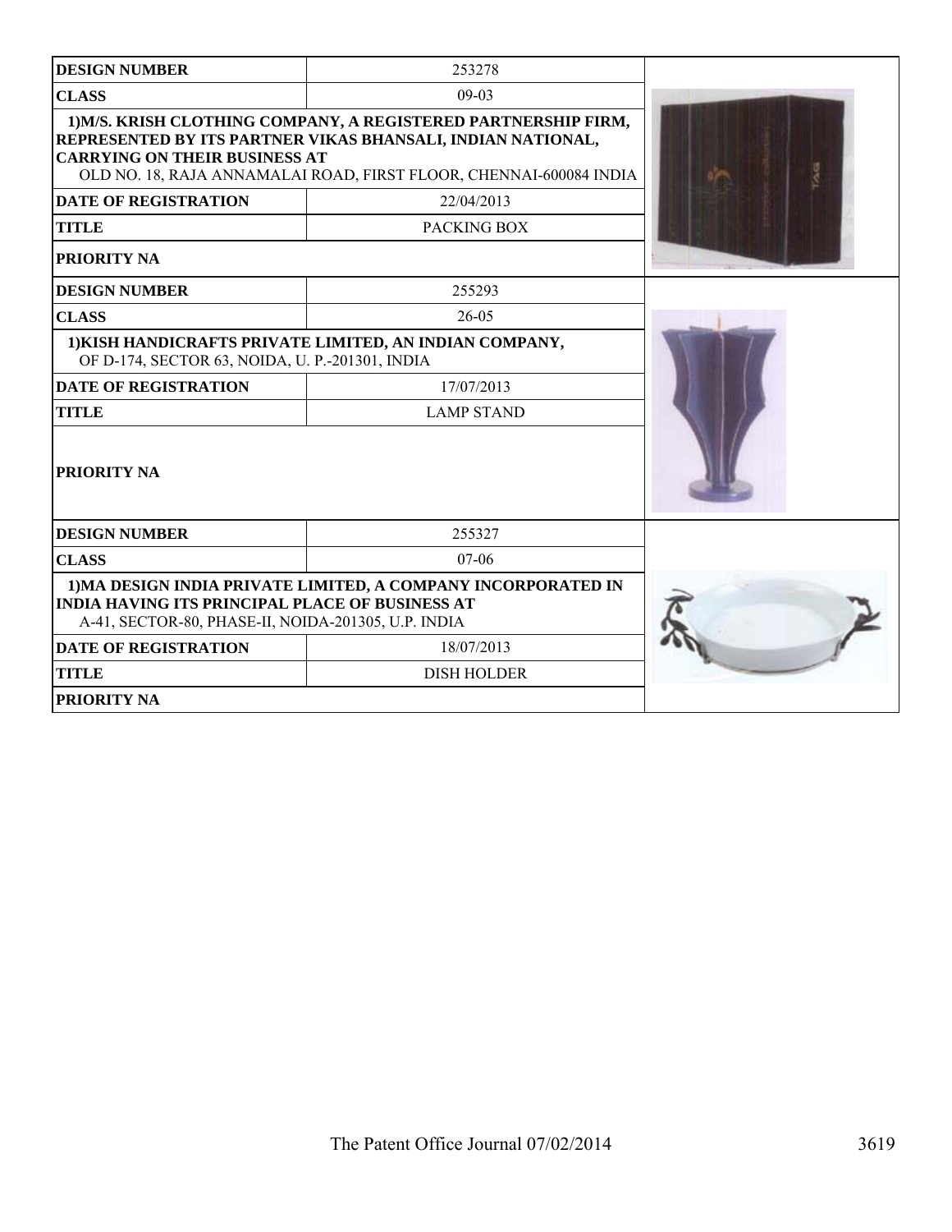| DESIGN NUMBER | 253278 |
|---|---|
| CLASS | 09-03 |
| **1)M/S. KRISH CLOTHING COMPANY, A REGISTERED PARTNERSHIP FIRM, REPRESENTED BY ITS PARTNER VIKAS BHANSALI, INDIAN NATIONAL, CARRYING ON THEIR BUSINESS AT** OLD NO. 18, RAJA ANNAMALAI ROAD, FIRST FLOOR, CHENNAI-600084 INDIA | |
| DATE OF REGISTRATION | 22/04/2013 |
| TITLE | PACKING BOX |
| PRIORITY NA | |

| DESIGN NUMBER | 255293 |
|---|---|
| CLASS | 26-05 |
| **1)KISH HANDICRAFTS PRIVATE LIMITED, AN INDIAN COMPANY,** OF D-174, SECTOR 63, NOIDA, U. P.-201301, INDIA | |
| DATE OF REGISTRATION | 17/07/2013 |
| TITLE | LAMP STAND |
| PRIORITY NA | |

| DESIGN NUMBER | 255327 |
|---|---|
| CLASS | 07-06 |
| **1)MA DESIGN INDIA PRIVATE LIMITED, A COMPANY INCORPORATED IN INDIA HAVING ITS PRINCIPAL PLACE OF BUSINESS AT** A-41, SECTOR-80, PHASE-II, NOIDA-201305, U.P. INDIA | |
| DATE OF REGISTRATION | 18/07/2013 |
| TITLE | DISH HOLDER |
| PRIORITY NA | |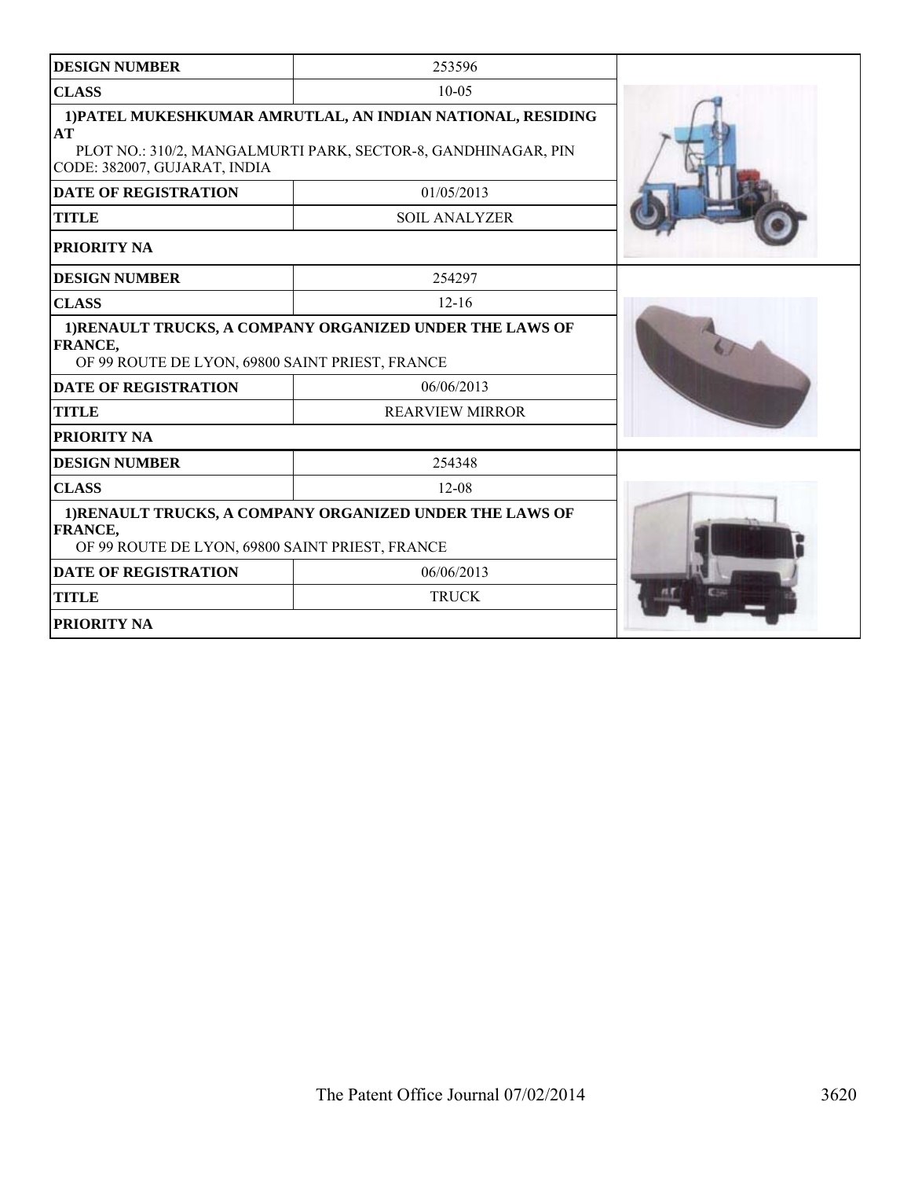| DESIGN NUMBER | 253596 |
|---|---|
| CLASS | 10-05 |
| 1)PATEL MUKESHKUMAR AMRUTLAL, AN INDIAN NATIONAL, RESIDING AT PLOT NO.: 310/2, MANGALMURTI PARK, SECTOR-8, GANDHINAGAR, PIN CODE: 382007, GUJARAT, INDIA | |
| DATE OF REGISTRATION | 01/05/2013 |
| TITLE | SOIL ANALYZER |
| PRIORITY NA | |

| DESIGN NUMBER | 254297 |
|---|---|
| CLASS | 12-16 |
| 1)RENAULT TRUCKS, A COMPANY ORGANIZED UNDER THE LAWS OF FRANCE, OF 99 ROUTE DE LYON, 69800 SAINT PRIEST, FRANCE | |
| DATE OF REGISTRATION | 06/06/2013 |
| TITLE | REARVIEW MIRROR |
| PRIORITY NA | |

| DESIGN NUMBER | 254348 |
|---|---|
| CLASS | 12-08 |
| 1)RENAULT TRUCKS, A COMPANY ORGANIZED UNDER THE LAWS OF FRANCE, OF 99 ROUTE DE LYON, 69800 SAINT PRIEST, FRANCE | |
| DATE OF REGISTRATION | 06/06/2013 |
| TITLE | TRUCK |
| PRIORITY NA | |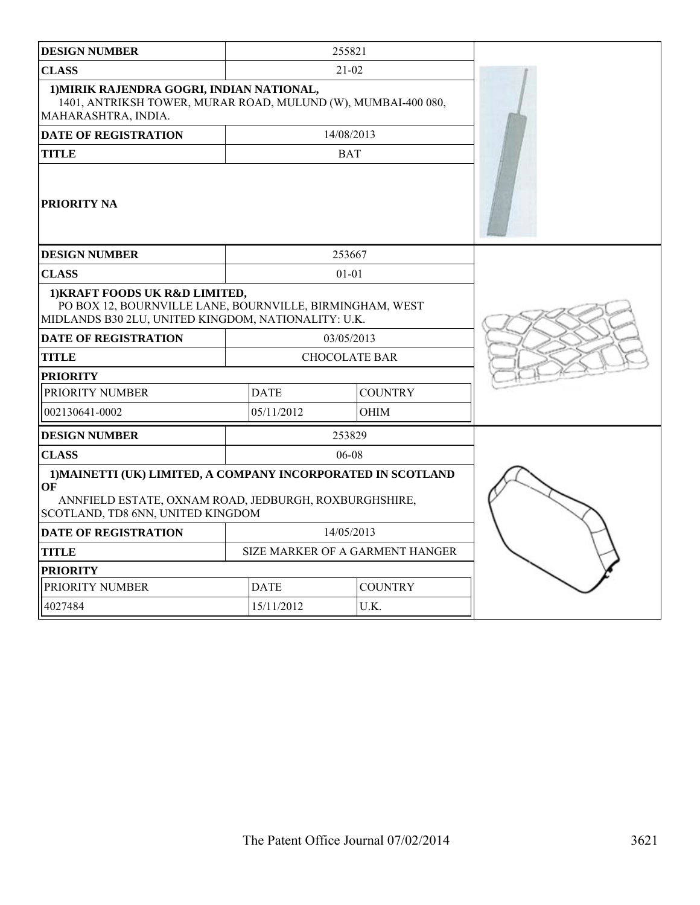| DESIGN NUMBER | 255821 |
|---|---|
| CLASS | 21-02 |
| 1)MIRIK RAJENDRA GOGRI, INDIAN NATIONAL, 1401, ANTRIKSH TOWER, MURAR ROAD, MULUND (W), MUMBAI-400 080, MAHARASHTRA, INDIA. | |
| DATE OF REGISTRATION | 14/08/2013 |
| TITLE | BAT |
| PRIORITY NA | |

| DESIGN NUMBER | 253667 | |
|---|---|---|
| CLASS | 01-01 | |
| 1)KRAFT FOODS UK R&D LIMITED, PO BOX 12, BOURNVILLE LANE, BOURNVILLE, BIRMINGHAM, WEST MIDLANDS B30 2LU, UNITED KINGDOM, NATIONALITY: U.K. | | |
| DATE OF REGISTRATION | 03/05/2013 | |
| TITLE | CHOCOLATE BAR | |
| PRIORITY | | |
| PRIORITY NUMBER | DATE | COUNTRY |
| 002130641-0002 | 05/11/2012 | OHIM |

| DESIGN NUMBER | 253829 | |
|---|---|---|
| CLASS | 06-08 | |
| 1)MAINETTI (UK) LIMITED, A COMPANY INCORPORATED IN SCOTLAND OF ANNFIELD ESTATE, OXNAM ROAD, JEDBURGH, ROXBURGHSHIRE, SCOTLAND, TD8 6NN, UNITED KINGDOM | | |
| DATE OF REGISTRATION | 14/05/2013 | |
| TITLE | SIZE MARKER OF A GARMENT HANGER | |
| PRIORITY | | |
| PRIORITY NUMBER | DATE | COUNTRY |
| 4027484 | 15/11/2012 | U.K. |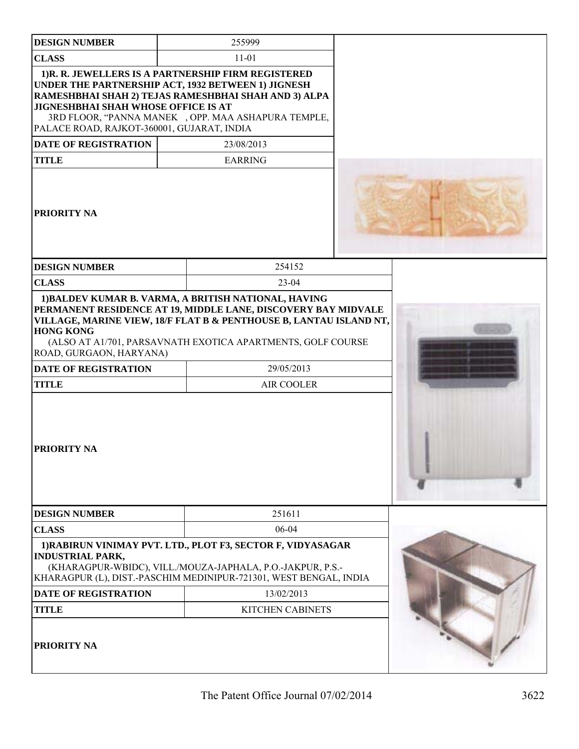| DESIGN NUMBER | 255999 |
| --- | --- |
| CLASS | 11-01 |
| 1)R. R. JEWELLERS IS A PARTNERSHIP FIRM REGISTERED UNDER THE PARTNERSHIP ACT, 1932 BETWEEN 1) JIGNESH RAMESHBHAI SHAH 2) TEJAS RAMESHBHAI SHAH AND 3) ALPA JIGNESHBHAI SHAH WHOSE OFFICE IS AT 3RD FLOOR, "PANNA MANEK , OPP. MAA ASHAPURA TEMPLE, PALACE ROAD, RAJKOT-360001, GUJARAT, INDIA | |
| DATE OF REGISTRATION | 23/08/2013 |
| TITLE | EARRING |
| PRIORITY NA | |

| DESIGN NUMBER | 254152 |
| --- | --- |
| CLASS | 23-04 |
| 1)BALDEV KUMAR B. VARMA, A BRITISH NATIONAL, HAVING PERMANENT RESIDENCE AT 19, MIDDLE LANE, DISCOVERY BAY MIDVALE VILLAGE, MARINE VIEW, 18/F FLAT B & PENTHOUSE B, LANTAU ISLAND NT, HONG KONG (ALSO AT A1/701, PARSAVNATH EXOTICA APARTMENTS, GOLF COURSE ROAD, GURGAON, HARYANA) | |
| DATE OF REGISTRATION | 29/05/2013 |
| TITLE | AIR COOLER |
| PRIORITY NA | |

| DESIGN NUMBER | 251611 |
| --- | --- |
| CLASS | 06-04 |
| 1)RABIRUN VINIMAY PVT. LTD., PLOT F3, SECTOR F, VIDYASAGAR INDUSTRIAL PARK, (KHARAGPUR-WBIDC), VILL./MOUZA-JAPHALA, P.O.-JAKPUR, P.S.-KHARAGPUR (L), DIST.-PASCHIM MEDINIPUR-721301, WEST BENGAL, INDIA | |
| DATE OF REGISTRATION | 13/02/2013 |
| TITLE | KITCHEN CABINETS |
| PRIORITY NA | |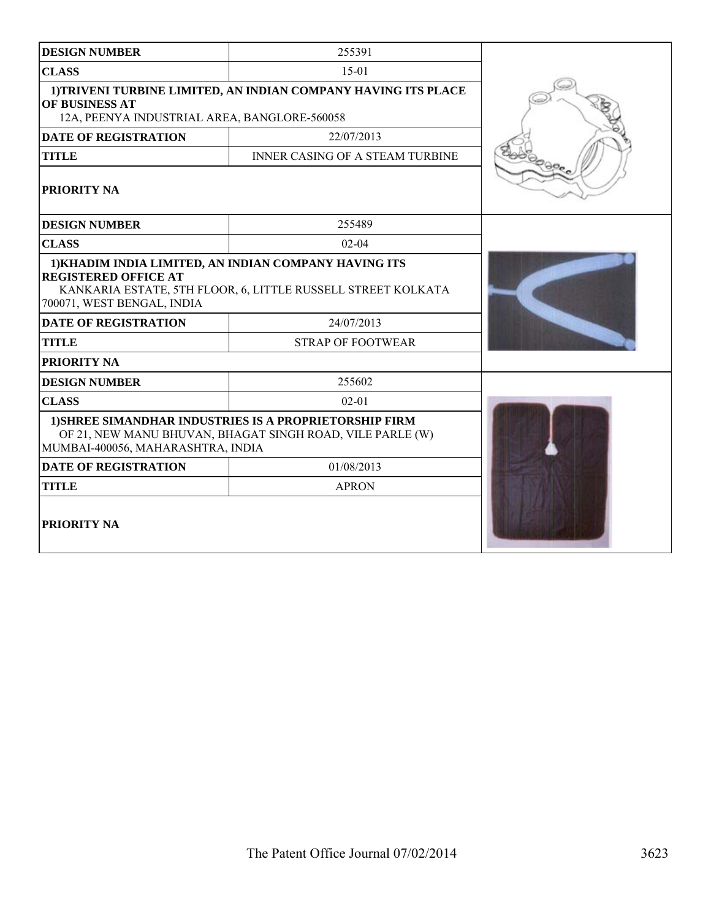| DESIGN NUMBER | 255391 |
|---|---|
| CLASS | 15-01 |
| 1)TRIVENI TURBINE LIMITED, AN INDIAN COMPANY HAVING ITS PLACE OF BUSINESS AT 12A, PEENYA INDUSTRIAL AREA, BANGLORE-560058 | |
| DATE OF REGISTRATION | 22/07/2013 |
| TITLE | INNER CASING OF A STEAM TURBINE |
| PRIORITY NA | |

| DESIGN NUMBER | 255489 |
|---|---|
| CLASS | 02-04 |
| 1)KHADIM INDIA LIMITED, AN INDIAN COMPANY HAVING ITS REGISTERED OFFICE AT KANKARIA ESTATE, 5TH FLOOR, 6, LITTLE RUSSELL STREET KOLKATA 700071, WEST BENGAL, INDIA | |
| DATE OF REGISTRATION | 24/07/2013 |
| TITLE | STRAP OF FOOTWEAR |
| PRIORITY NA | |

| DESIGN NUMBER | 255602 |
|---|---|
| CLASS | 02-01 |
| 1)SHREE SIMANDHAR INDUSTRIES IS A PROPRIETORSHIP FIRM OF 21, NEW MANU BHUVAN, BHAGAT SINGH ROAD, VILE PARLE (W) MUMBAI-400056, MAHARASHTRA, INDIA | |
| DATE OF REGISTRATION | 01/08/2013 |
| TITLE | APRON |
| PRIORITY NA | |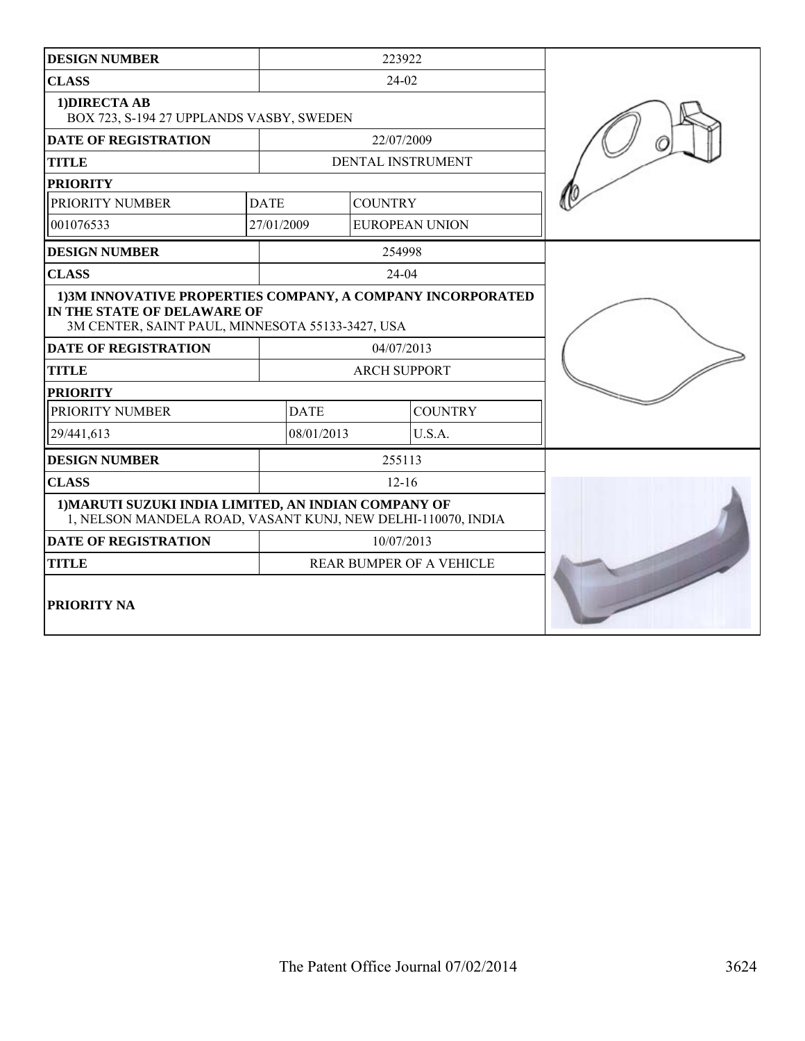| DESIGN NUMBER | 223922 | |
|---|---|---|
| CLASS | 24-02 | |
| 1)DIRECTA AB<br>BOX 723, S-194 27 UPPLANDS VASBY, SWEDEN | | |
| DATE OF REGISTRATION | 22/07/2009 | |
| TITLE | DENTAL INSTRUMENT | |
| PRIORITY | | |
| PRIORITY NUMBER | DATE | COUNTRY |
| 001076533 | 27/01/2009 | EUROPEAN UNION |

| DESIGN NUMBER | 254998 | |
|---|---|---|
| CLASS | 24-04 | |
| 1)3M INNOVATIVE PROPERTIES COMPANY, A COMPANY INCORPORATED IN THE STATE OF DELAWARE OF<br>3M CENTER, SAINT PAUL, MINNESOTA 55133-3427, USA | | |
| DATE OF REGISTRATION | 04/07/2013 | |
| TITLE | ARCH SUPPORT | |
| PRIORITY | | |
| PRIORITY NUMBER | DATE | COUNTRY |
| 29/441,613 | 08/01/2013 | U.S.A. |

| DESIGN NUMBER | 255113 |
|---|---|
| CLASS | 12-16 |
| 1)MARUTI SUZUKI INDIA LIMITED, AN INDIAN COMPANY OF<br>1, NELSON MANDELA ROAD, VASANT KUNJ, NEW DELHI-110070, INDIA | |
| DATE OF REGISTRATION | 10/07/2013 |
| TITLE | REAR BUMPER OF A VEHICLE |
| PRIORITY NA | |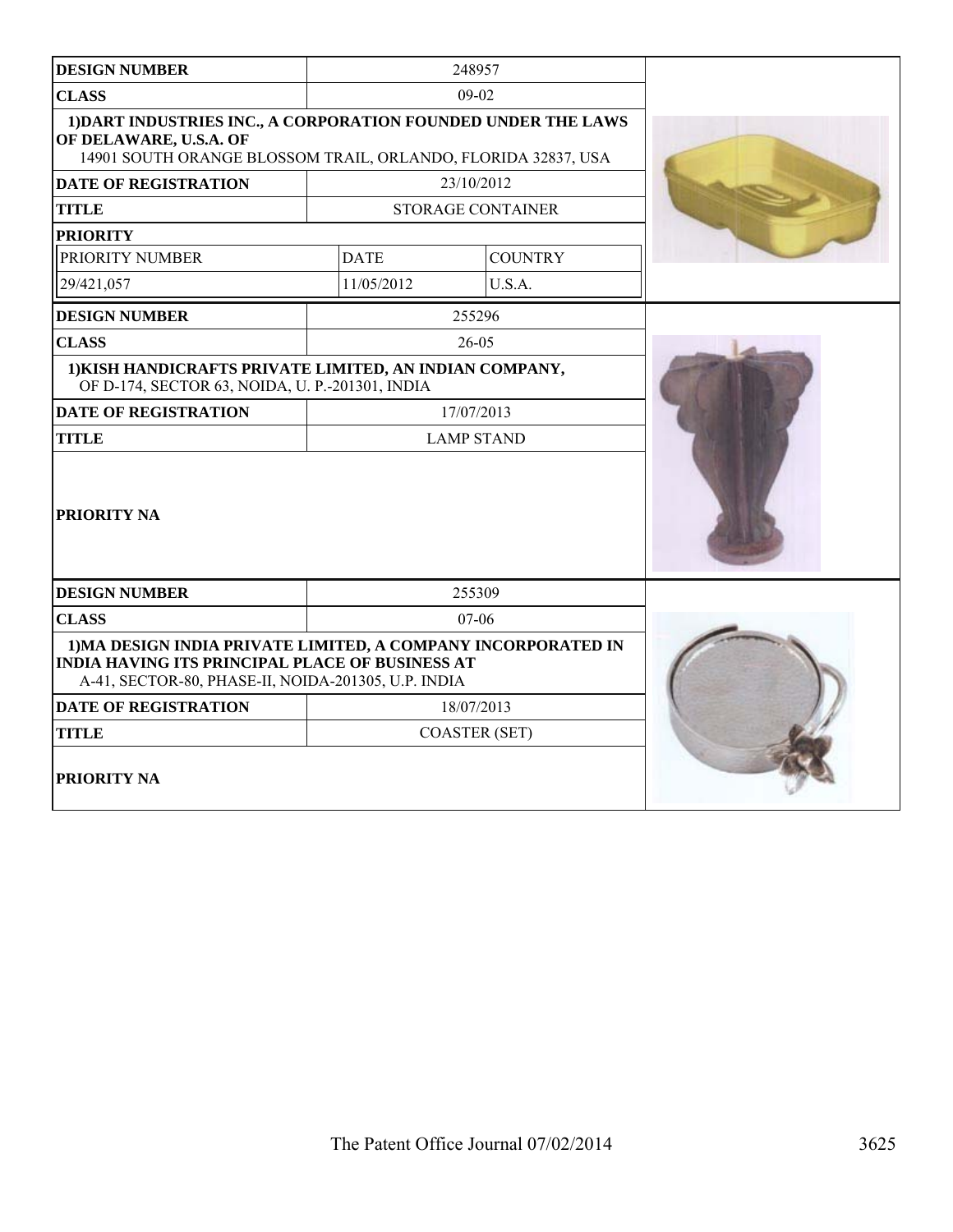| DESIGN NUMBER | 248957 | |
|---|---|---|
| CLASS | 09-02 | |
| 1)DART INDUSTRIES INC., A CORPORATION FOUNDED UNDER THE LAWS OF DELAWARE, U.S.A. OF 14901 SOUTH ORANGE BLOSSOM TRAIL, ORLANDO, FLORIDA 32837, USA | | |
| DATE OF REGISTRATION | 23/10/2012 | |
| TITLE | STORAGE CONTAINER | |
| PRIORITY | | |
| PRIORITY NUMBER | DATE | COUNTRY |
| 29/421,057 | 11/05/2012 | U.S.A. |

| DESIGN NUMBER | 255296 |
|---|---|
| CLASS | 26-05 |
| 1)KISH HANDICRAFTS PRIVATE LIMITED, AN INDIAN COMPANY, OF D-174, SECTOR 63, NOIDA, U. P.-201301, INDIA | |
| DATE OF REGISTRATION | 17/07/2013 |
| TITLE | LAMP STAND |
| PRIORITY NA | |

| DESIGN NUMBER | 255309 |
|---|---|
| CLASS | 07-06 |
| 1)MA DESIGN INDIA PRIVATE LIMITED, A COMPANY INCORPORATED IN INDIA HAVING ITS PRINCIPAL PLACE OF BUSINESS AT A-41, SECTOR-80, PHASE-II, NOIDA-201305, U.P. INDIA | |
| DATE OF REGISTRATION | 18/07/2013 |
| TITLE | COASTER (SET) |
| PRIORITY NA | |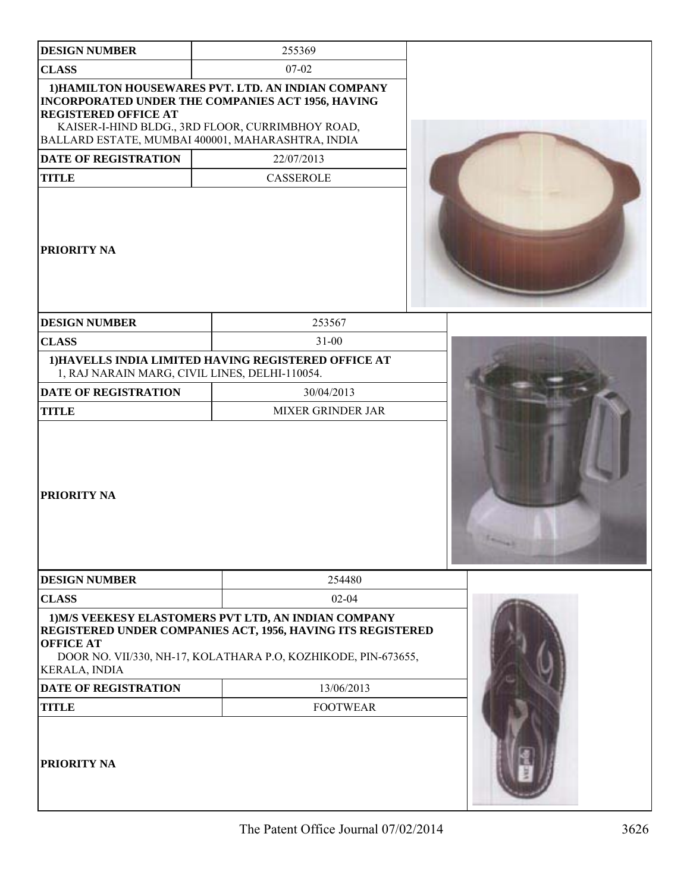| DESIGN NUMBER | 255369 |
| --- | --- |
| CLASS | 07-02 |
| 1)HAMILTON HOUSEWARES PVT. LTD. AN INDIAN COMPANY INCORPORATED UNDER THE COMPANIES ACT 1956, HAVING REGISTERED OFFICE AT KAISER-I-HIND BLDG., 3RD FLOOR, CURRIMBHOY ROAD, BALLARD ESTATE, MUMBAI 400001, MAHARASHTRA, INDIA | |
| DATE OF REGISTRATION | 22/07/2013 |
| TITLE | CASSEROLE |
| PRIORITY NA | |

| DESIGN NUMBER | 253567 |
| --- | --- |
| CLASS | 31-00 |
| 1)HAVELLS INDIA LIMITED HAVING REGISTERED OFFICE AT 1, RAJ NARAIN MARG, CIVIL LINES, DELHI-110054. | |
| DATE OF REGISTRATION | 30/04/2013 |
| TITLE | MIXER GRINDER JAR |
| PRIORITY NA | |

| DESIGN NUMBER | 254480 |
| --- | --- |
| CLASS | 02-04 |
| 1)M/S VEEKESY ELASTOMERS PVT LTD, AN INDIAN COMPANY REGISTERED UNDER COMPANIES ACT, 1956, HAVING ITS REGISTERED OFFICE AT DOOR NO. VII/330, NH-17, KOLATHARA P.O, KOZHIKODE, PIN-673655, KERALA, INDIA | |
| DATE OF REGISTRATION | 13/06/2013 |
| TITLE | FOOTWEAR |
| PRIORITY NA | |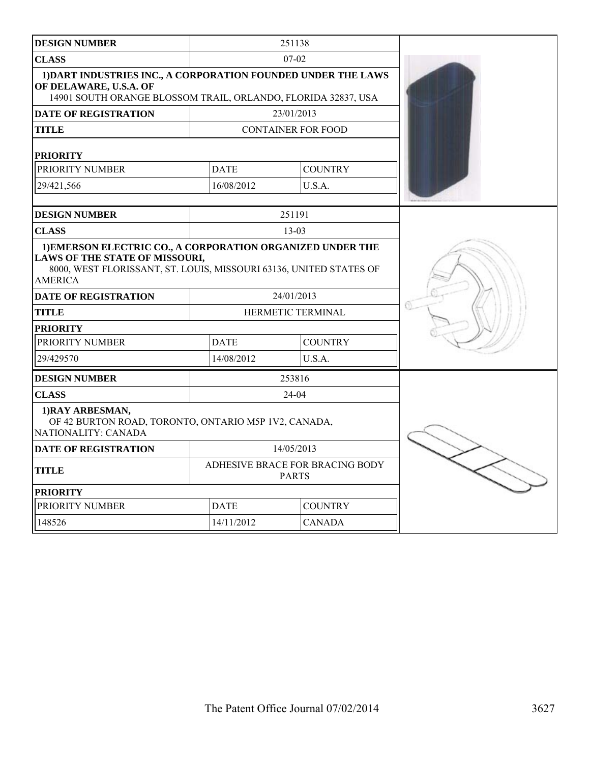| DESIGN NUMBER | 251138 | |
|---|---|---|
| CLASS | 07-02 | |
| 1)DART INDUSTRIES INC., A CORPORATION FOUNDED UNDER THE LAWS OF DELAWARE, U.S.A. OF 14901 SOUTH ORANGE BLOSSOM TRAIL, ORLANDO, FLORIDA 32837, USA | | |
| DATE OF REGISTRATION | 23/01/2013 | |
| TITLE | CONTAINER FOR FOOD | |
| PRIORITY | | |
| PRIORITY NUMBER | DATE | COUNTRY |
| 29/421,566 | 16/08/2012 | U.S.A. |

| DESIGN NUMBER | 251191 | |
|---|---|---|
| CLASS | 13-03 | |
| 1)EMERSON ELECTRIC CO., A CORPORATION ORGANIZED UNDER THE LAWS OF THE STATE OF MISSOURI, 8000, WEST FLORISSANT, ST. LOUIS, MISSOURI 63136, UNITED STATES OF AMERICA | | |
| DATE OF REGISTRATION | 24/01/2013 | |
| TITLE | HERMETIC TERMINAL | |
| PRIORITY | | |
| PRIORITY NUMBER | DATE | COUNTRY |
| 29/429570 | 14/08/2012 | U.S.A. |

| DESIGN NUMBER | 253816 | |
|---|---|---|
| CLASS | 24-04 | |
| 1)RAY ARBESMAN, OF 42 BURTON ROAD, TORONTO, ONTARIO M5P 1V2, CANADA, NATIONALITY: CANADA | | |
| DATE OF REGISTRATION | 14/05/2013 | |
| TITLE | ADHESIVE BRACE FOR BRACING BODY PARTS | |
| PRIORITY | | |
| PRIORITY NUMBER | DATE | COUNTRY |
| 148526 | 14/11/2012 | CANADA |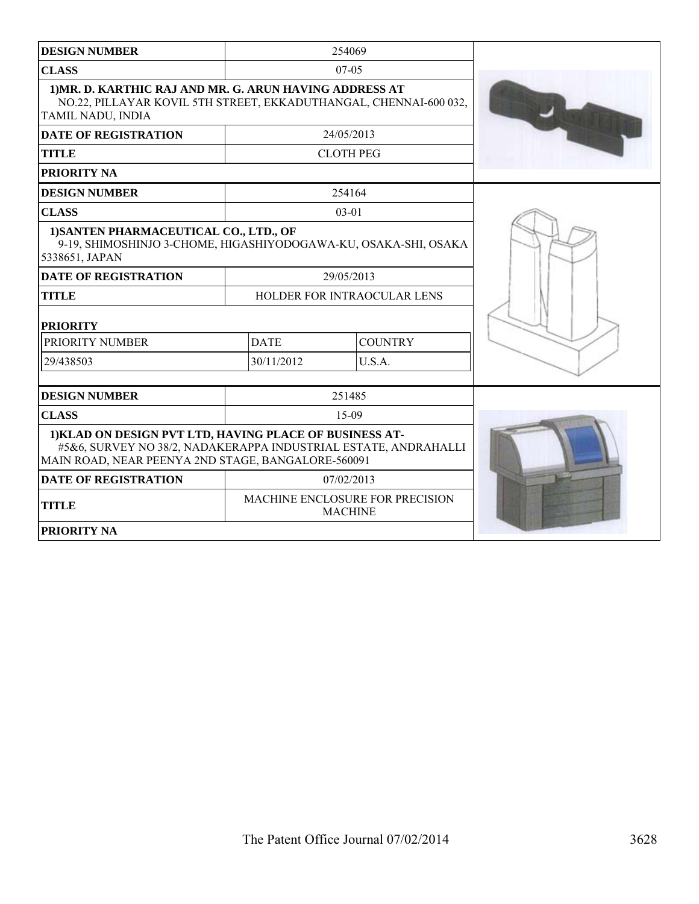| DESIGN NUMBER | 254069 |
|---|---|
| CLASS | 07-05 |
| 1)MR. D. KARTHIC RAJ AND MR. G. ARUN HAVING ADDRESS AT NO.22, PILLAYAR KOVIL 5TH STREET, EKKADUTHANGAL, CHENNAI-600 032, TAMIL NADU, INDIA | |
| DATE OF REGISTRATION | 24/05/2013 |
| TITLE | CLOTH PEG |
| PRIORITY NA | |

| DESIGN NUMBER | 254164 | |
|---|---|---|
| CLASS | 03-01 | |
| 1)SANTEN PHARMACEUTICAL CO., LTD., OF 9-19, SHIMOSHINJO 3-CHOME, HIGASHIYODOGAWA-KU, OSAKA-SHI, OSAKA 5338651, JAPAN | | |
| DATE OF REGISTRATION | 29/05/2013 | |
| TITLE | HOLDER FOR INTRAOCULAR LENS | |
| PRIORITY | | |
| PRIORITY NUMBER | DATE | COUNTRY |
| 29/438503 | 30/11/2012 | U.S.A. |

| DESIGN NUMBER | 251485 |
|---|---|
| CLASS | 15-09 |
| 1)KLAD ON DESIGN PVT LTD, HAVING PLACE OF BUSINESS AT- #5&6, SURVEY NO 38/2, NADAKERAPPA INDUSTRIAL ESTATE, ANDRAHALLI MAIN ROAD, NEAR PEENYA 2ND STAGE, BANGALORE-560091 | |
| DATE OF REGISTRATION | 07/02/2013 |
| TITLE | MACHINE ENCLOSURE FOR PRECISION MACHINE |
| PRIORITY NA | |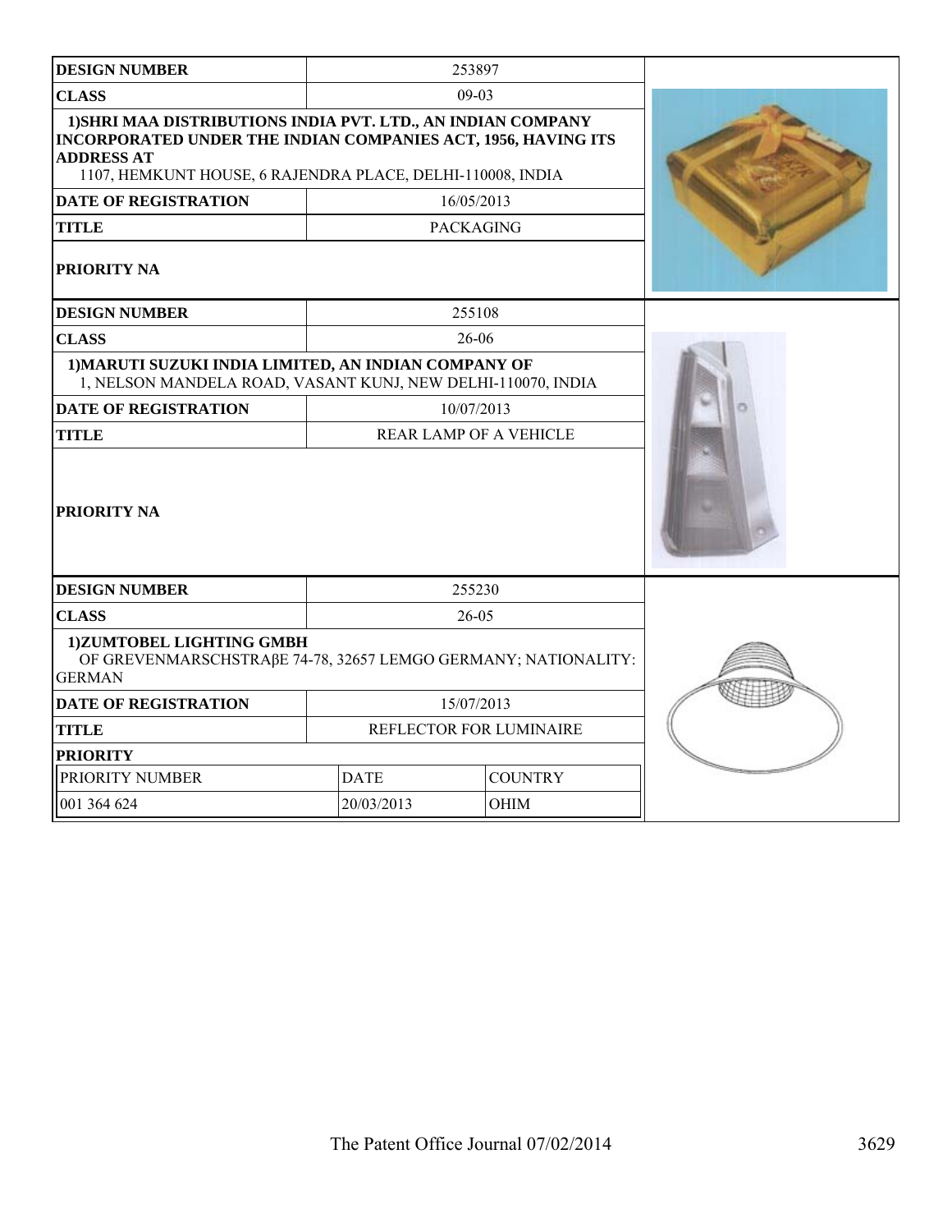| DESIGN NUMBER | 253897 | |
|---|---|---|
| CLASS | 09-03 | |
| **1)SHRI MAA DISTRIBUTIONS INDIA PVT. LTD., AN INDIAN COMPANY INCORPORATED UNDER THE INDIAN COMPANIES ACT, 1956, HAVING ITS ADDRESS AT** 1107, HEMKUNT HOUSE, 6 RAJENDRA PLACE, DELHI-110008, INDIA | | |
| DATE OF REGISTRATION | 16/05/2013 | |
| TITLE | PACKAGING | |
| PRIORITY NA | | |

| DESIGN NUMBER | 255108 | |
|---|---|---|
| CLASS | 26-06 | |
| **1)MARUTI SUZUKI INDIA LIMITED, AN INDIAN COMPANY OF** 1, NELSON MANDELA ROAD, VASANT KUNJ, NEW DELHI-110070, INDIA | | |
| DATE OF REGISTRATION | 10/07/2013 | |
| TITLE | REAR LAMP OF A VEHICLE | |
| PRIORITY NA | | |

| DESIGN NUMBER | 255230 | |
|---|---|---|
| CLASS | 26-05 | |
| **1)ZUMTOBEL LIGHTING GMBH** OF GREVENMARSCHSTRAβE 74-78, 32657 LEMGO GERMANY; NATIONALITY: GERMAN | | |
| DATE OF REGISTRATION | 15/07/2013 | |
| TITLE | REFLECTOR FOR LUMINAIRE | |
| PRIORITY | | |
| PRIORITY NUMBER | DATE | COUNTRY |
| 001 364 624 | 20/03/2013 | OHIM |

The Patent Office Journal 07/02/2014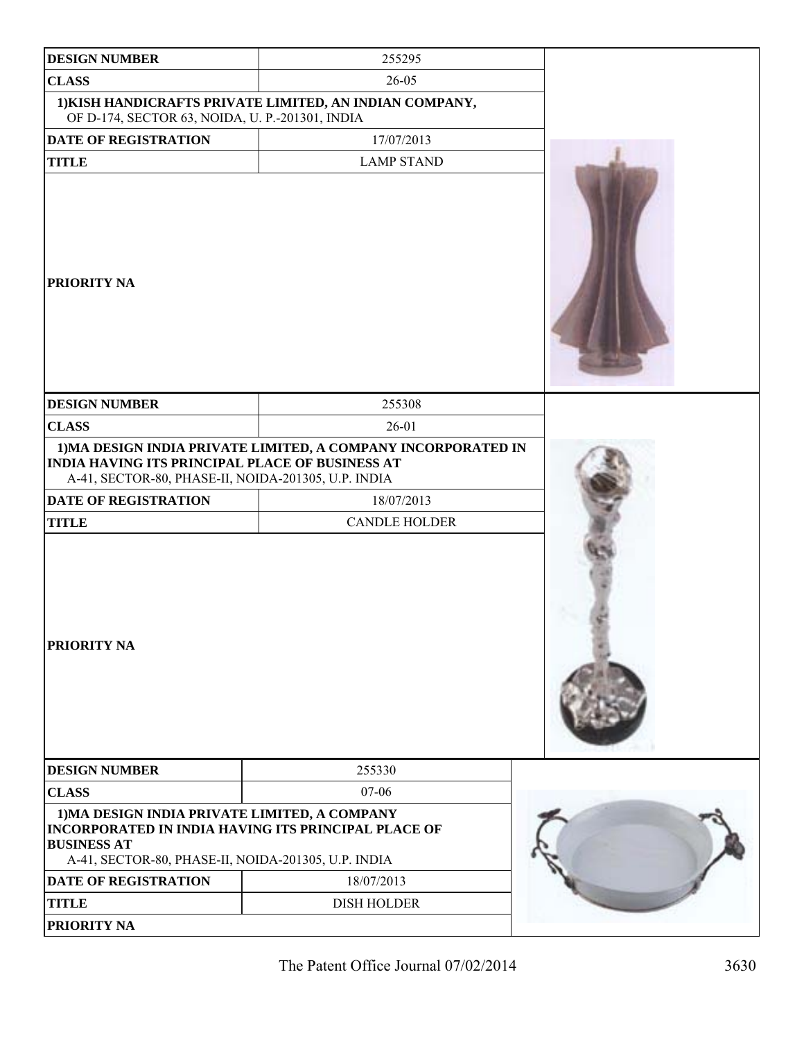| DESIGN NUMBER | 255295 |
| --- | --- |
| CLASS | 26-05 |
| 1)KISH HANDICRAFTS PRIVATE LIMITED, AN INDIAN COMPANY, OF D-174, SECTOR 63, NOIDA, U. P.-201301, INDIA | |
| DATE OF REGISTRATION | 17/07/2013 |
| TITLE | LAMP STAND |
| PRIORITY NA | |

| DESIGN NUMBER | 255308 |
| --- | --- |
| CLASS | 26-01 |
| 1)MA DESIGN INDIA PRIVATE LIMITED, A COMPANY INCORPORATED IN INDIA HAVING ITS PRINCIPAL PLACE OF BUSINESS AT A-41, SECTOR-80, PHASE-II, NOIDA-201305, U.P. INDIA | |
| DATE OF REGISTRATION | 18/07/2013 |
| TITLE | CANDLE HOLDER |
| PRIORITY NA | |

| DESIGN NUMBER | 255330 |
| --- | --- |
| CLASS | 07-06 |
| 1)MA DESIGN INDIA PRIVATE LIMITED, A COMPANY INCORPORATED IN INDIA HAVING ITS PRINCIPAL PLACE OF BUSINESS AT A-41, SECTOR-80, PHASE-II, NOIDA-201305, U.P. INDIA | |
| DATE OF REGISTRATION | 18/07/2013 |
| TITLE | DISH HOLDER |
| PRIORITY NA | |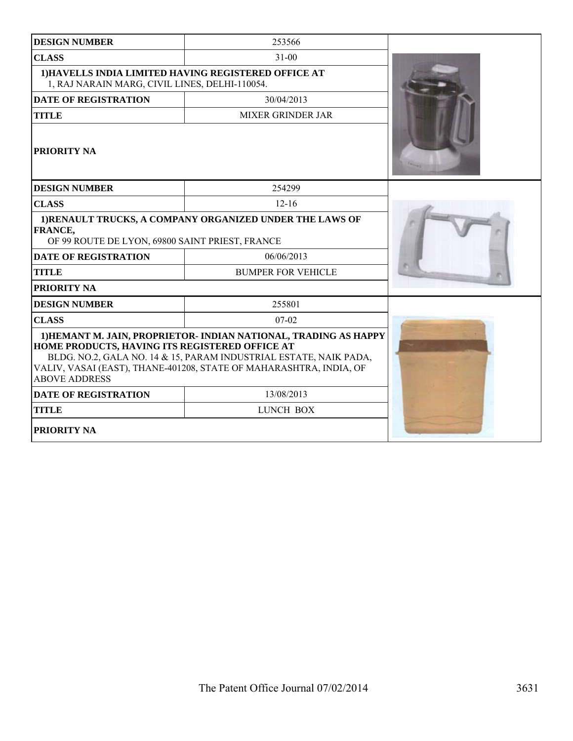| DESIGN NUMBER | 253566 |
|---|---|
| CLASS | 31-00 |
| 1)HAVELLS INDIA LIMITED HAVING REGISTERED OFFICE AT 1, RAJ NARAIN MARG, CIVIL LINES, DELHI-110054. | |
| DATE OF REGISTRATION | 30/04/2013 |
| TITLE | MIXER GRINDER JAR |
| PRIORITY NA | |

| DESIGN NUMBER | 254299 |
|---|---|
| CLASS | 12-16 |
| 1)RENAULT TRUCKS, A COMPANY ORGANIZED UNDER THE LAWS OF FRANCE, OF 99 ROUTE DE LYON, 69800 SAINT PRIEST, FRANCE | |
| DATE OF REGISTRATION | 06/06/2013 |
| TITLE | BUMPER FOR VEHICLE |
| PRIORITY NA | |

| DESIGN NUMBER | 255801 |
|---|---|
| CLASS | 07-02 |
| 1)HEMANT M. JAIN, PROPRIETOR- INDIAN NATIONAL, TRADING AS HAPPY HOME PRODUCTS, HAVING ITS REGISTERED OFFICE AT BLDG. NO.2, GALA NO. 14 & 15, PARAM INDUSTRIAL ESTATE, NAIK PADA, VALIV, VASAI (EAST), THANE-401208, STATE OF MAHARASHTRA, INDIA, OF ABOVE ADDRESS | |
| DATE OF REGISTRATION | 13/08/2013 |
| TITLE | LUNCH BOX |
| PRIORITY NA | |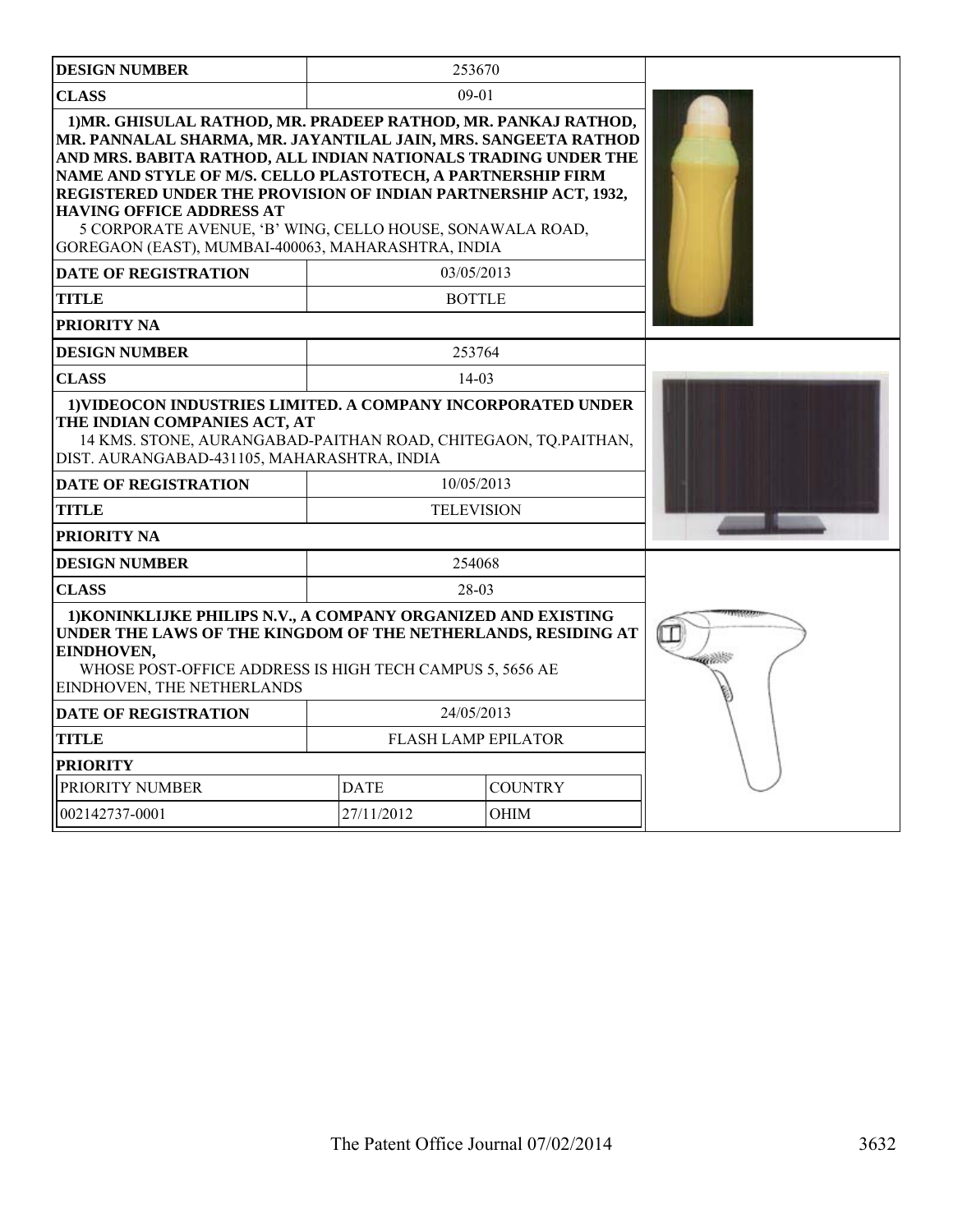| DESIGN NUMBER | 253670 |
| --- | --- |
| CLASS | 09-01 |
| **1)MR. GHISULAL RATHOD, MR. PRADEEP RATHOD, MR. PANKAJ RATHOD, MR. PANNALAL SHARMA, MR. JAYANTILAL JAIN, MRS. SANGEETA RATHOD AND MRS. BABITA RATHOD, ALL INDIAN NATIONALS TRADING UNDER THE NAME AND STYLE OF M/S. CELLO PLASTOTECH, A PARTNERSHIP FIRM REGISTERED UNDER THE PROVISION OF INDIAN PARTNERSHIP ACT, 1932, HAVING OFFICE ADDRESS AT** 5 CORPORATE AVENUE, 'B' WING, CELLO HOUSE, SONAWALA ROAD, GOREGAON (EAST), MUMBAI-400063, MAHARASHTRA, INDIA | |
| DATE OF REGISTRATION | 03/05/2013 |
| TITLE | BOTTLE |
| PRIORITY NA | |

| DESIGN NUMBER | 253764 |
| --- | --- |
| CLASS | 14-03 |
| **1)VIDEOCON INDUSTRIES LIMITED. A COMPANY INCORPORATED UNDER THE INDIAN COMPANIES ACT, AT** 14 KMS. STONE, AURANGABAD-PAITHAN ROAD, CHITEGAON, TQ.PAITHAN, DIST. AURANGABAD-431105, MAHARASHTRA, INDIA | |
| DATE OF REGISTRATION | 10/05/2013 |
| TITLE | TELEVISION |
| PRIORITY NA | |

| DESIGN NUMBER | 254068 | |
| --- | --- | --- |
| CLASS | 28-03 | |
| **1)KONINKLIJKE PHILIPS N.V., A COMPANY ORGANIZED AND EXISTING UNDER THE LAWS OF THE KINGDOM OF THE NETHERLANDS, RESIDING AT EINDHOVEN,** WHOSE POST-OFFICE ADDRESS IS HIGH TECH CAMPUS 5, 5656 AE EINDHOVEN, THE NETHERLANDS | | |
| DATE OF REGISTRATION | 24/05/2013 | |
| TITLE | FLASH LAMP EPILATOR | |
| PRIORITY | | |
| PRIORITY NUMBER | DATE | COUNTRY |
| 002142737-0001 | 27/11/2012 | OHIM |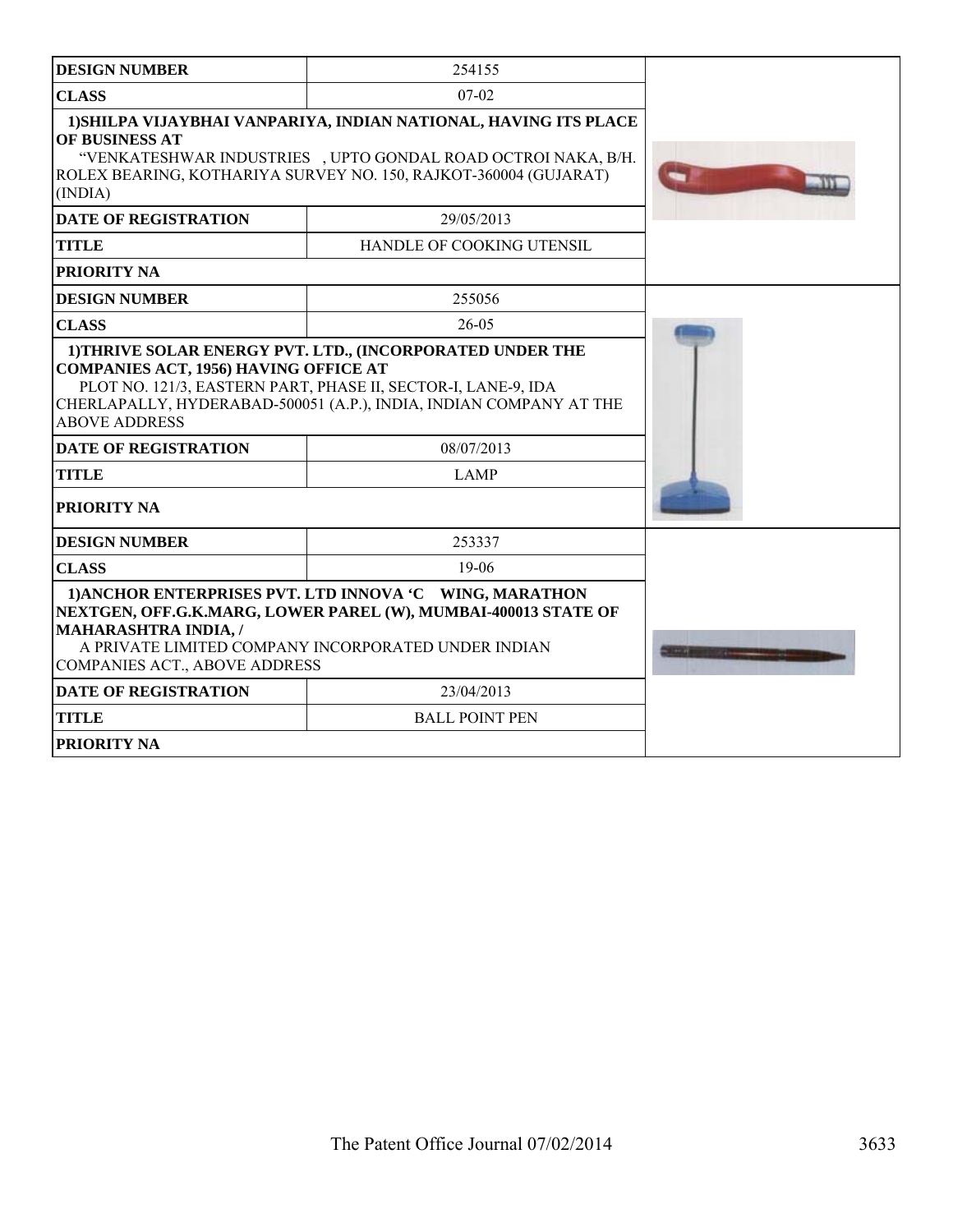| DESIGN NUMBER | 254155 |
|---|---|
| CLASS | 07-02 |
| 1)SHILPA VIJAYBHAI VANPARIYA, INDIAN NATIONAL, HAVING ITS PLACE OF BUSINESS AT "VENKATESHWAR INDUSTRIES , UPTO GONDAL ROAD OCTROI NAKA, B/H. ROLEX BEARING, KOTHARIYA SURVEY NO. 150, RAJKOT-360004 (GUJARAT) (INDIA) | |
| DATE OF REGISTRATION | 29/05/2013 |
| TITLE | HANDLE OF COOKING UTENSIL |
| PRIORITY NA | |

| DESIGN NUMBER | 255056 |
|---|---|
| CLASS | 26-05 |
| 1)THRIVE SOLAR ENERGY PVT. LTD., (INCORPORATED UNDER THE COMPANIES ACT, 1956) HAVING OFFICE AT PLOT NO. 121/3, EASTERN PART, PHASE II, SECTOR-I, LANE-9, IDA CHERLAPALLY, HYDERABAD-500051 (A.P.), INDIA, INDIAN COMPANY AT THE ABOVE ADDRESS | |
| DATE OF REGISTRATION | 08/07/2013 |
| TITLE | LAMP |
| PRIORITY NA | |

| DESIGN NUMBER | 253337 |
|---|---|
| CLASS | 19-06 |
| 1)ANCHOR ENTERPRISES PVT. LTD INNOVA 'C WING, MARATHON NEXTGEN, OFF.G.K.MARG, LOWER PAREL (W), MUMBAI-400013 STATE OF MAHARASHTRA INDIA, / A PRIVATE LIMITED COMPANY INCORPORATED UNDER INDIAN COMPANIES ACT., ABOVE ADDRESS | |
| DATE OF REGISTRATION | 23/04/2013 |
| TITLE | BALL POINT PEN |
| PRIORITY NA | |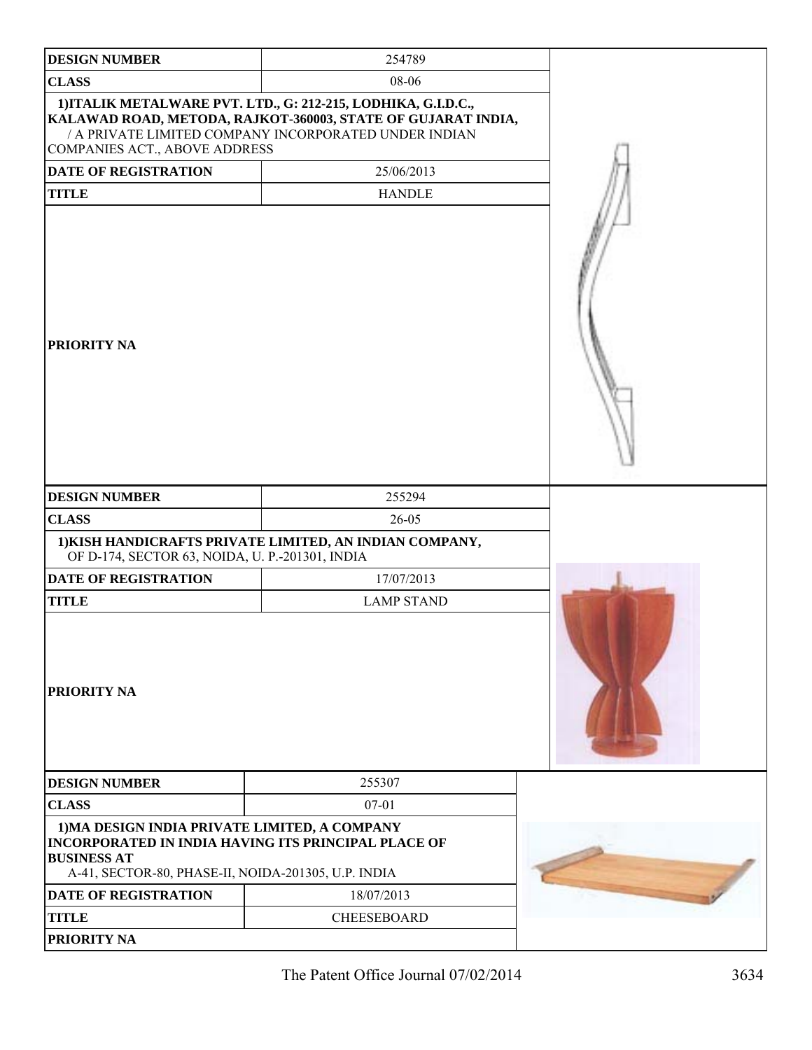| DESIGN NUMBER | 254789 |
|---|---|
| CLASS | 08-06 |
| 1)ITALIK METALWARE PVT. LTD., G: 212-215, LODHIKA, G.I.D.C., KALAWAD ROAD, METODA, RAJKOT-360003, STATE OF GUJARAT INDIA, / A PRIVATE LIMITED COMPANY INCORPORATED UNDER INDIAN COMPANIES ACT., ABOVE ADDRESS | |
| DATE OF REGISTRATION | 25/06/2013 |
| TITLE | HANDLE |
| PRIORITY NA | |

| DESIGN NUMBER | 255294 |
|---|---|
| CLASS | 26-05 |
| 1)KISH HANDICRAFTS PRIVATE LIMITED, AN INDIAN COMPANY, OF D-174, SECTOR 63, NOIDA, U. P.-201301, INDIA | |
| DATE OF REGISTRATION | 17/07/2013 |
| TITLE | LAMP STAND |
| PRIORITY NA | |

| DESIGN NUMBER | 255307 |
|---|---|
| CLASS | 07-01 |
| 1)MA DESIGN INDIA PRIVATE LIMITED, A COMPANY INCORPORATED IN INDIA HAVING ITS PRINCIPAL PLACE OF BUSINESS AT A-41, SECTOR-80, PHASE-II, NOIDA-201305, U.P. INDIA | |
| DATE OF REGISTRATION | 18/07/2013 |
| TITLE | CHEESEBOARD |
| PRIORITY NA | |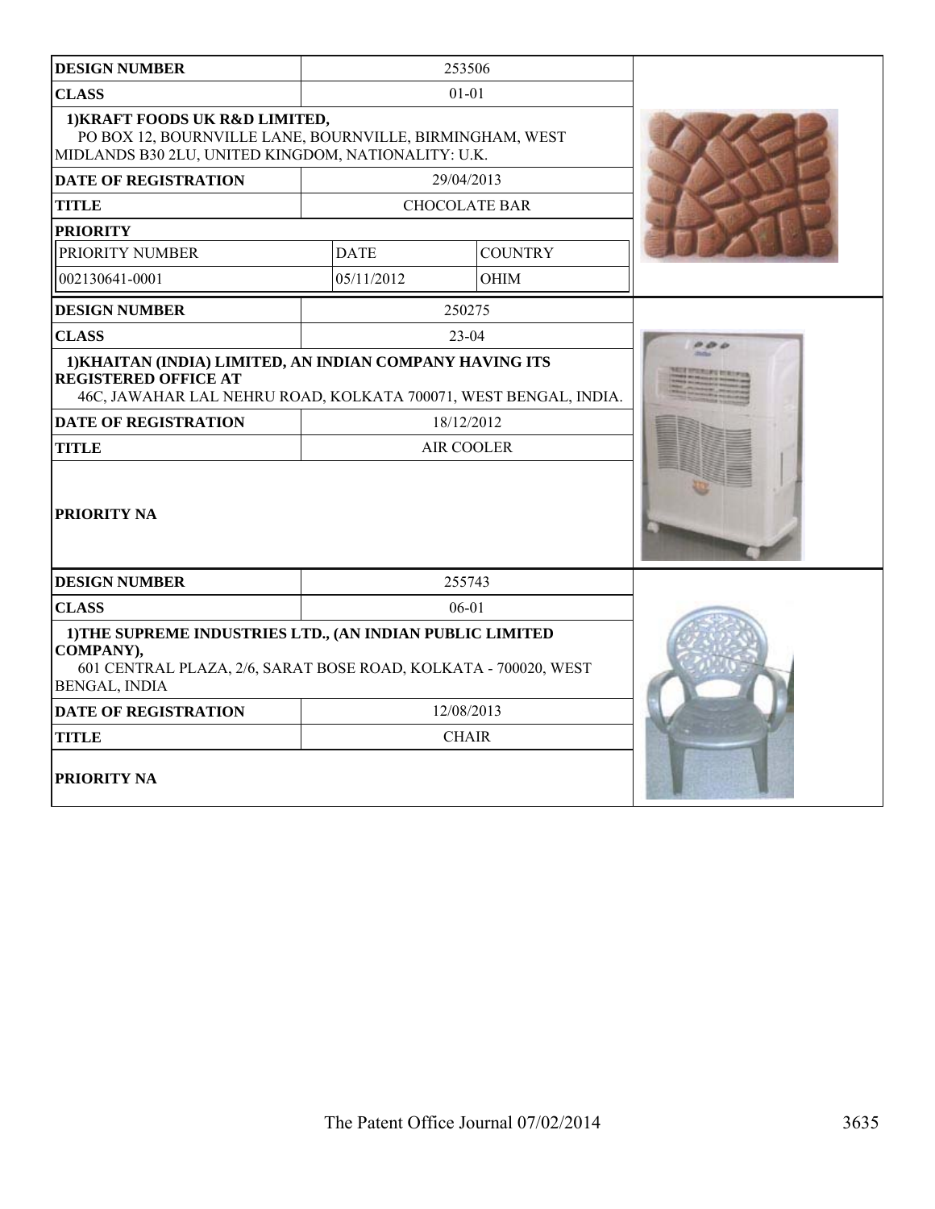| DESIGN NUMBER | 253506 | |
|---|---|---|
| CLASS | 01-01 | |
| **1)KRAFT FOODS UK R&D LIMITED,** PO BOX 12, BOURNVILLE LANE, BOURNVILLE, BIRMINGHAM, WEST MIDLANDS B30 2LU, UNITED KINGDOM, NATIONALITY: U.K. | | |
| DATE OF REGISTRATION | 29/04/2013 | |
| TITLE | CHOCOLATE BAR | |
| **PRIORITY** | | |
| PRIORITY NUMBER | DATE | COUNTRY |
| 002130641-0001 | 05/11/2012 | OHIM |

| DESIGN NUMBER | 250275 |
|---|---|
| CLASS | 23-04 |
| **1)KHAITAN (INDIA) LIMITED, AN INDIAN COMPANY HAVING ITS REGISTERED OFFICE AT** 46C, JAWAHAR LAL NEHRU ROAD, KOLKATA 700071, WEST BENGAL, INDIA. | |
| DATE OF REGISTRATION | 18/12/2012 |
| TITLE | AIR COOLER |
| **PRIORITY NA** | |

| DESIGN NUMBER | 255743 |
|---|---|
| CLASS | 06-01 |
| **1)THE SUPREME INDUSTRIES LTD., (AN INDIAN PUBLIC LIMITED COMPANY),** 601 CENTRAL PLAZA, 2/6, SARAT BOSE ROAD, KOLKATA - 700020, WEST BENGAL, INDIA | |
| DATE OF REGISTRATION | 12/08/2013 |
| TITLE | CHAIR |
| **PRIORITY NA** | |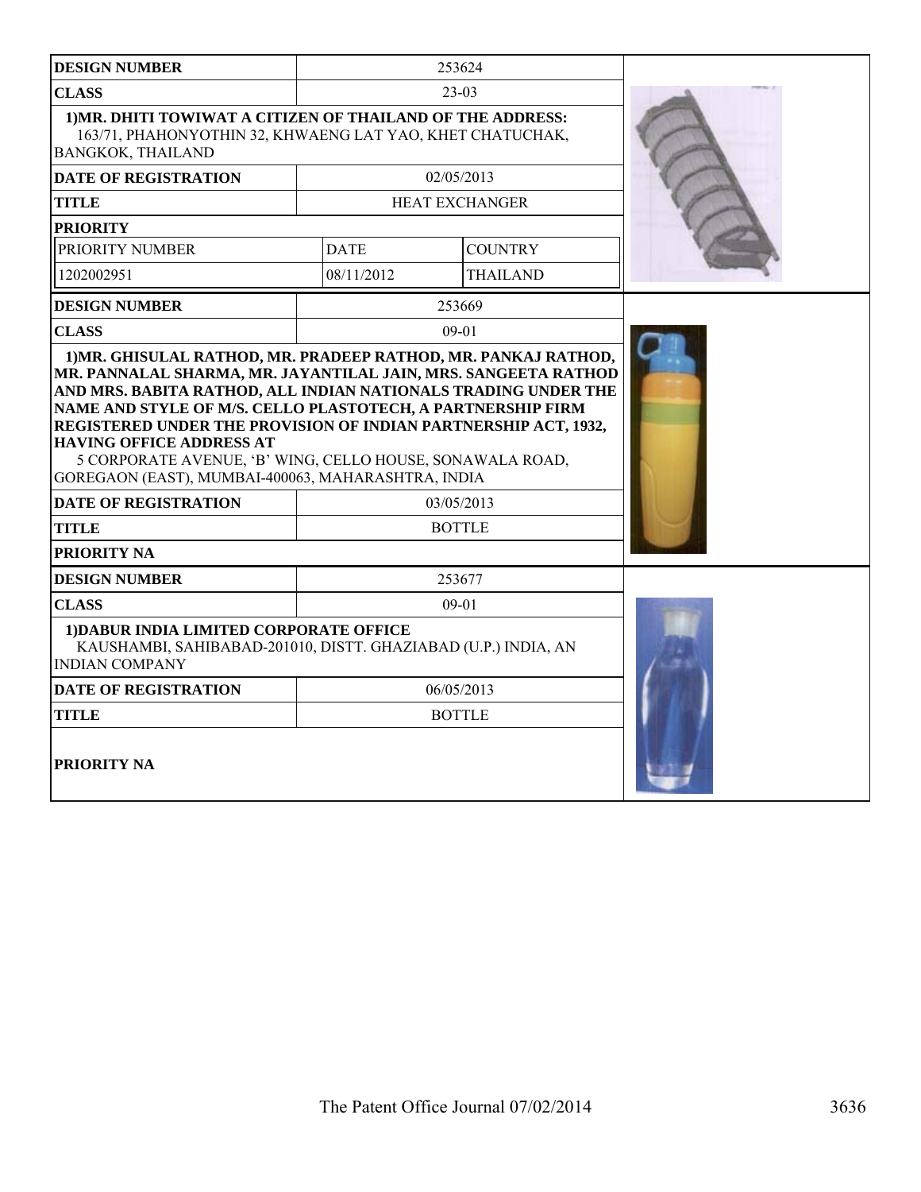| DESIGN NUMBER | 253624 | |
|---|---|---|
| CLASS | 23-03 | |
| 1)MR. DHITI TOWIWAT A CITIZEN OF THAILAND OF THE ADDRESS: 163/71, PHAHONYOTHIN 32, KHWAENG LAT YAO, KHET CHATUCHAK, BANGKOK, THAILAND | | |
| DATE OF REGISTRATION | 02/05/2013 | |
| TITLE | HEAT EXCHANGER | |
| PRIORITY | | |
| PRIORITY NUMBER | DATE | COUNTRY |
| 1202002951 | 08/11/2012 | THAILAND |

| DESIGN NUMBER | 253669 |
|---|---|
| CLASS | 09-01 |
| 1)MR. GHISULAL RATHOD, MR. PRADEEP RATHOD, MR. PANKAJ RATHOD, MR. PANNALAL SHARMA, MR. JAYANTILAL JAIN, MRS. SANGEETA RATHOD AND MRS. BABITA RATHOD, ALL INDIAN NATIONALS TRADING UNDER THE NAME AND STYLE OF M/S. CELLO PLASTOTECH, A PARTNERSHIP FIRM REGISTERED UNDER THE PROVISION OF INDIAN PARTNERSHIP ACT, 1932, HAVING OFFICE ADDRESS AT 5 CORPORATE AVENUE, 'B' WING, CELLO HOUSE, SONAWALA ROAD, GOREGAON (EAST), MUMBAI-400063, MAHARASHTRA, INDIA | |
| DATE OF REGISTRATION | 03/05/2013 |
| TITLE | BOTTLE |
| PRIORITY NA | |

| DESIGN NUMBER | 253677 |
|---|---|
| CLASS | 09-01 |
| 1)DABUR INDIA LIMITED CORPORATE OFFICE KAUSHAMBI, SAHIBABAD-201010, DISTT. GHAZIABAD (U.P.) INDIA, AN INDIAN COMPANY | |
| DATE OF REGISTRATION | 06/05/2013 |
| TITLE | BOTTLE |
| PRIORITY NA | |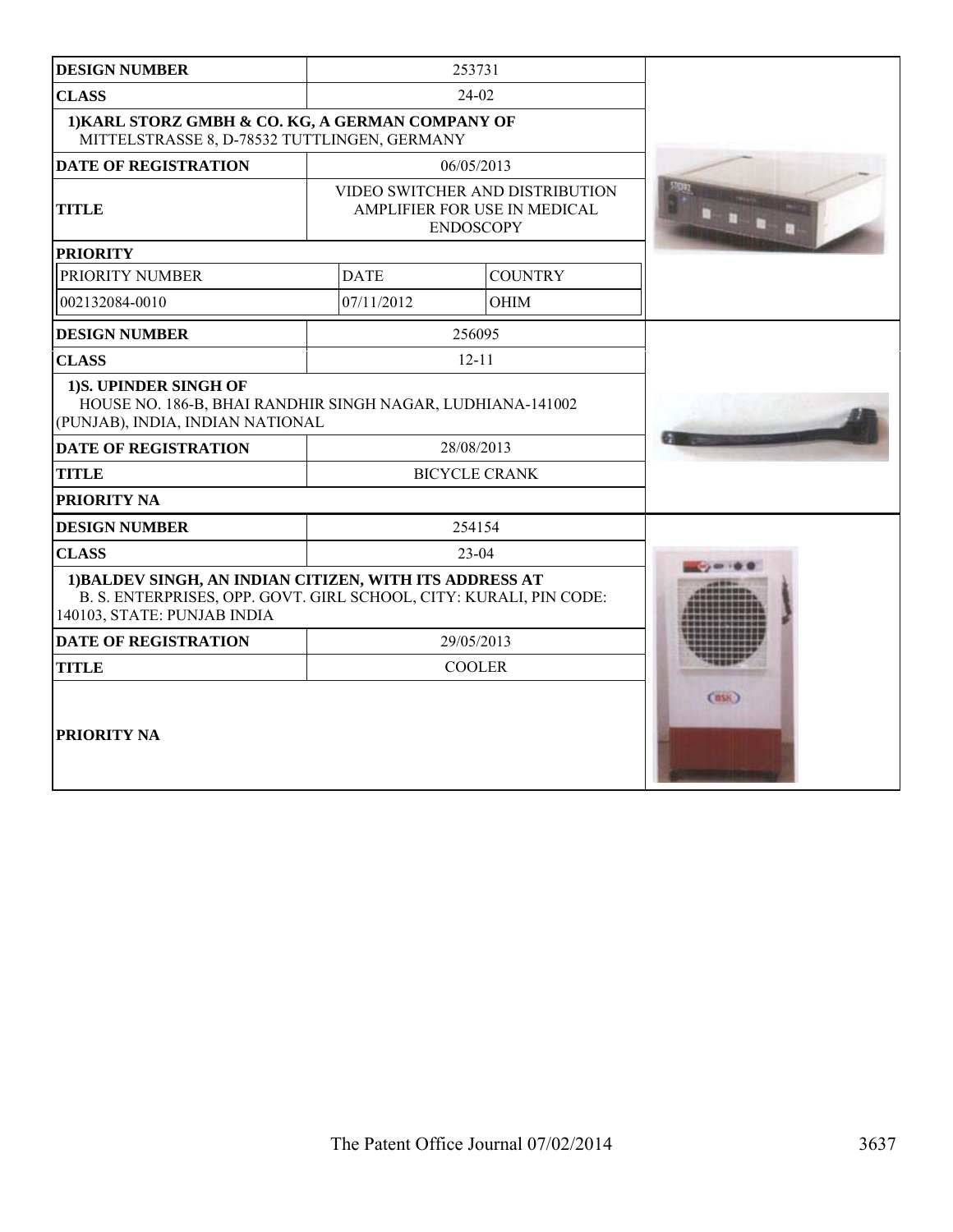| DESIGN NUMBER | 253731 | |
|---|---|---|
| CLASS | 24-02 | |
| 1)KARL STORZ GMBH & CO. KG, A GERMAN COMPANY OF MITTELSTRASSE 8, D-78532 TUTTLINGEN, GERMANY | | |
| DATE OF REGISTRATION | 06/05/2013 | |
| TITLE | VIDEO SWITCHER AND DISTRIBUTION AMPLIFIER FOR USE IN MEDICAL ENDOSCOPY | |
| PRIORITY | | |
| PRIORITY NUMBER | DATE | COUNTRY |
| 002132084-0010 | 07/11/2012 | OHIM |

| DESIGN NUMBER | 256095 |
|---|---|
| CLASS | 12-11 |
| 1)S. UPINDER SINGH OF HOUSE NO. 186-B, BHAI RANDHIR SINGH NAGAR, LUDHIANA-141002 (PUNJAB), INDIA, INDIAN NATIONAL | |
| DATE OF REGISTRATION | 28/08/2013 |
| TITLE | BICYCLE CRANK |
| PRIORITY NA | |

| DESIGN NUMBER | 254154 |
|---|---|
| CLASS | 23-04 |
| 1)BALDEV SINGH, AN INDIAN CITIZEN, WITH ITS ADDRESS AT B. S. ENTERPRISES, OPP. GOVT. GIRL SCHOOL, CITY: KURALI, PIN CODE: 140103, STATE: PUNJAB INDIA | |
| DATE OF REGISTRATION | 29/05/2013 |
| TITLE | COOLER |
| PRIORITY NA | |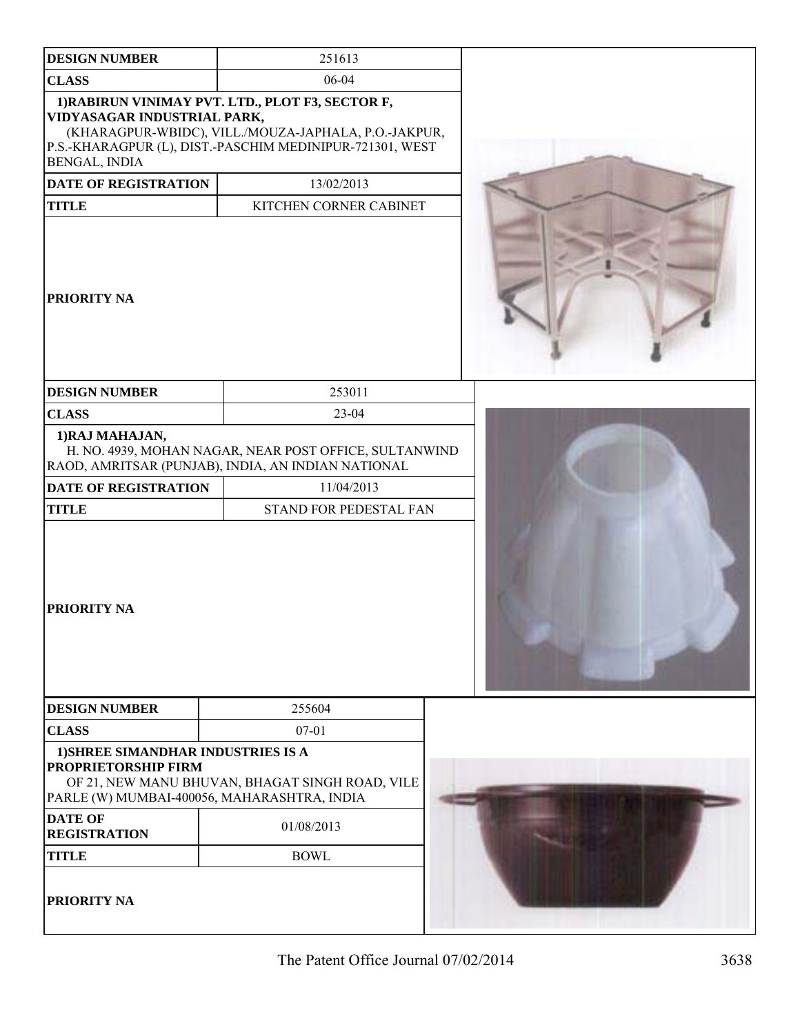| DESIGN NUMBER | 251613 |
| --- | --- |
| CLASS | 06-04 |
| 1)RABIRUN VINIMAY PVT. LTD., PLOT F3, SECTOR F, VIDYASAGAR INDUSTRIAL PARK, (KHARAGPUR-WBIDC), VILL./MOUZA-JAPHALA, P.O.-JAKPUR, P.S.-KHARAGPUR (L), DIST.-PASCHIM MEDINIPUR-721301, WEST BENGAL, INDIA | |
| DATE OF REGISTRATION | 13/02/2013 |
| TITLE | KITCHEN CORNER CABINET |
| PRIORITY NA | |

| DESIGN NUMBER | 253011 |
| --- | --- |
| CLASS | 23-04 |
| 1)RAJ MAHAJAN, H. NO. 4939, MOHAN NAGAR, NEAR POST OFFICE, SULTANWIND RAOD, AMRITSAR (PUNJAB), INDIA, AN INDIAN NATIONAL | |
| DATE OF REGISTRATION | 11/04/2013 |
| TITLE | STAND FOR PEDESTAL FAN |
| PRIORITY NA | |

| DESIGN NUMBER | 255604 |
| --- | --- |
| CLASS | 07-01 |
| 1)SHREE SIMANDHAR INDUSTRIES IS A PROPRIETORSHIP FIRM OF 21, NEW MANU BHUVAN, BHAGAT SINGH ROAD, VILE PARLE (W) MUMBAI-400056, MAHARASHTRA, INDIA | |
| DATE OF REGISTRATION | 01/08/2013 |
| TITLE | BOWL |
| PRIORITY NA | |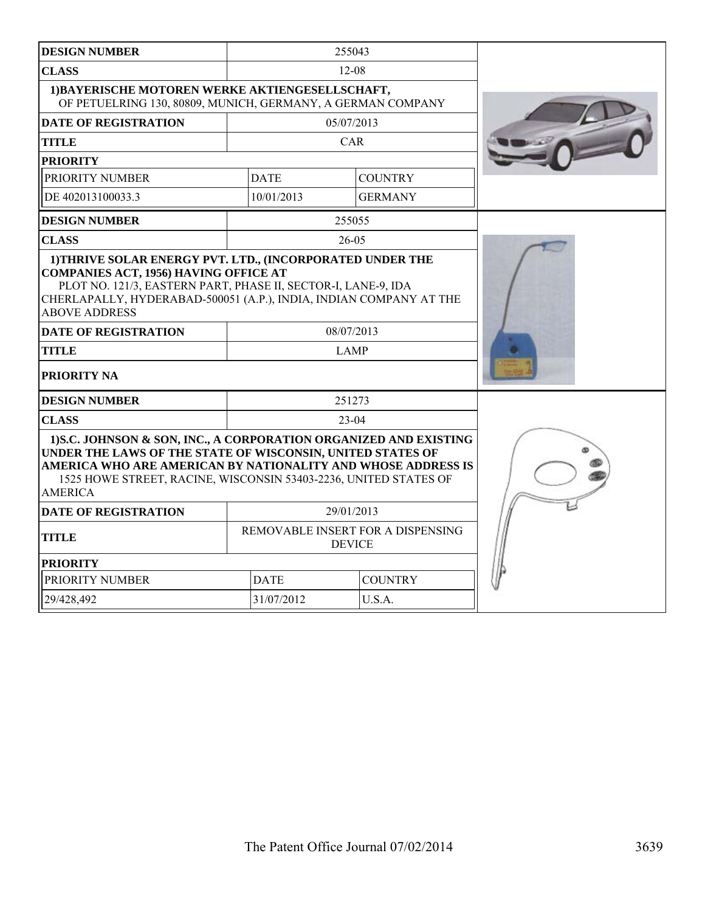| DESIGN NUMBER | 255043 | |
|---|---|---|
| CLASS | 12-08 | |
| 1)BAYERISCHE MOTOREN WERKE AKTIENGESELLSCHAFT, OF PETUELRING 130, 80809, MUNICH, GERMANY, A GERMAN COMPANY | | |
| DATE OF REGISTRATION | 05/07/2013 | |
| TITLE | CAR | |
| PRIORITY | | |
| PRIORITY NUMBER | DATE | COUNTRY |
| DE 402013100033.3 | 10/01/2013 | GERMANY |

| DESIGN NUMBER | 255055 |
|---|---|
| CLASS | 26-05 |
| 1)THRIVE SOLAR ENERGY PVT. LTD., (INCORPORATED UNDER THE COMPANIES ACT, 1956) HAVING OFFICE AT PLOT NO. 121/3, EASTERN PART, PHASE II, SECTOR-I, LANE-9, IDA CHERLAPALLY, HYDERABAD-500051 (A.P.), INDIA, INDIAN COMPANY AT THE ABOVE ADDRESS | |
| DATE OF REGISTRATION | 08/07/2013 |
| TITLE | LAMP |
| PRIORITY NA | |

| DESIGN NUMBER | 251273 | |
|---|---|---|
| CLASS | 23-04 | |
| 1)S.C. JOHNSON & SON, INC., A CORPORATION ORGANIZED AND EXISTING UNDER THE LAWS OF THE STATE OF WISCONSIN, UNITED STATES OF AMERICA WHO ARE AMERICAN BY NATIONALITY AND WHOSE ADDRESS IS 1525 HOWE STREET, RACINE, WISCONSIN 53403-2236, UNITED STATES OF AMERICA | | |
| DATE OF REGISTRATION | 29/01/2013 | |
| TITLE | REMOVABLE INSERT FOR A DISPENSING DEVICE | |
| PRIORITY | | |
| PRIORITY NUMBER | DATE | COUNTRY |
| 29/428,492 | 31/07/2012 | U.S.A. |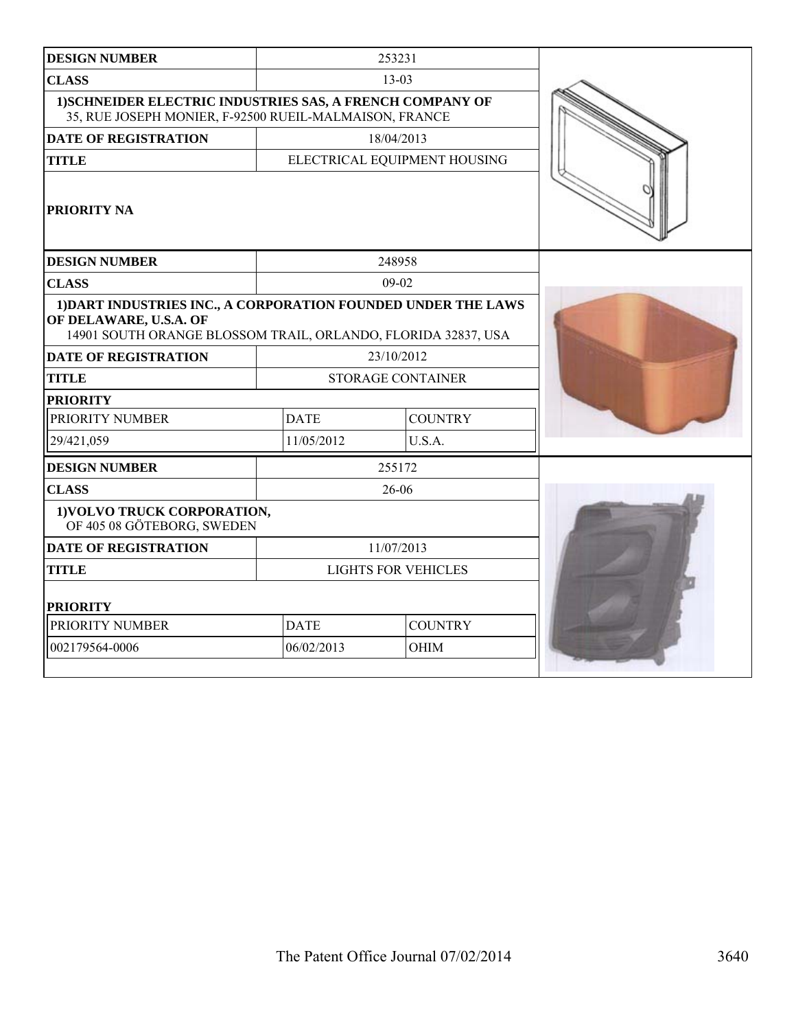| DESIGN NUMBER | 253231 | |
|---|---|---|
| CLASS | 13-03 | |
| **1)SCHNEIDER ELECTRIC INDUSTRIES SAS, A FRENCH COMPANY OF** 35, RUE JOSEPH MONIER, F-92500 RUEIL-MALMAISON, FRANCE | | |
| DATE OF REGISTRATION | 18/04/2013 | |
| TITLE | ELECTRICAL EQUIPMENT HOUSING | |
| PRIORITY NA | | |

| DESIGN NUMBER | 248958 | |
|---|---|---|
| CLASS | 09-02 | |
| **1)DART INDUSTRIES INC., A CORPORATION FOUNDED UNDER THE LAWS OF DELAWARE, U.S.A. OF** 14901 SOUTH ORANGE BLOSSOM TRAIL, ORLANDO, FLORIDA 32837, USA | | |
| DATE OF REGISTRATION | 23/10/2012 | |
| TITLE | STORAGE CONTAINER | |
| PRIORITY | | |
| PRIORITY NUMBER | DATE | COUNTRY |
| 29/421,059 | 11/05/2012 | U.S.A. |

| DESIGN NUMBER | 255172 | |
|---|---|---|
| CLASS | 26-06 | |
| **1)VOLVO TRUCK CORPORATION,** OF 405 08 GÖTEBORG, SWEDEN | | |
| DATE OF REGISTRATION | 11/07/2013 | |
| TITLE | LIGHTS FOR VEHICLES | |
| PRIORITY | | |
| PRIORITY NUMBER | DATE | COUNTRY |
| 002179564-0006 | 06/02/2013 | OHIM |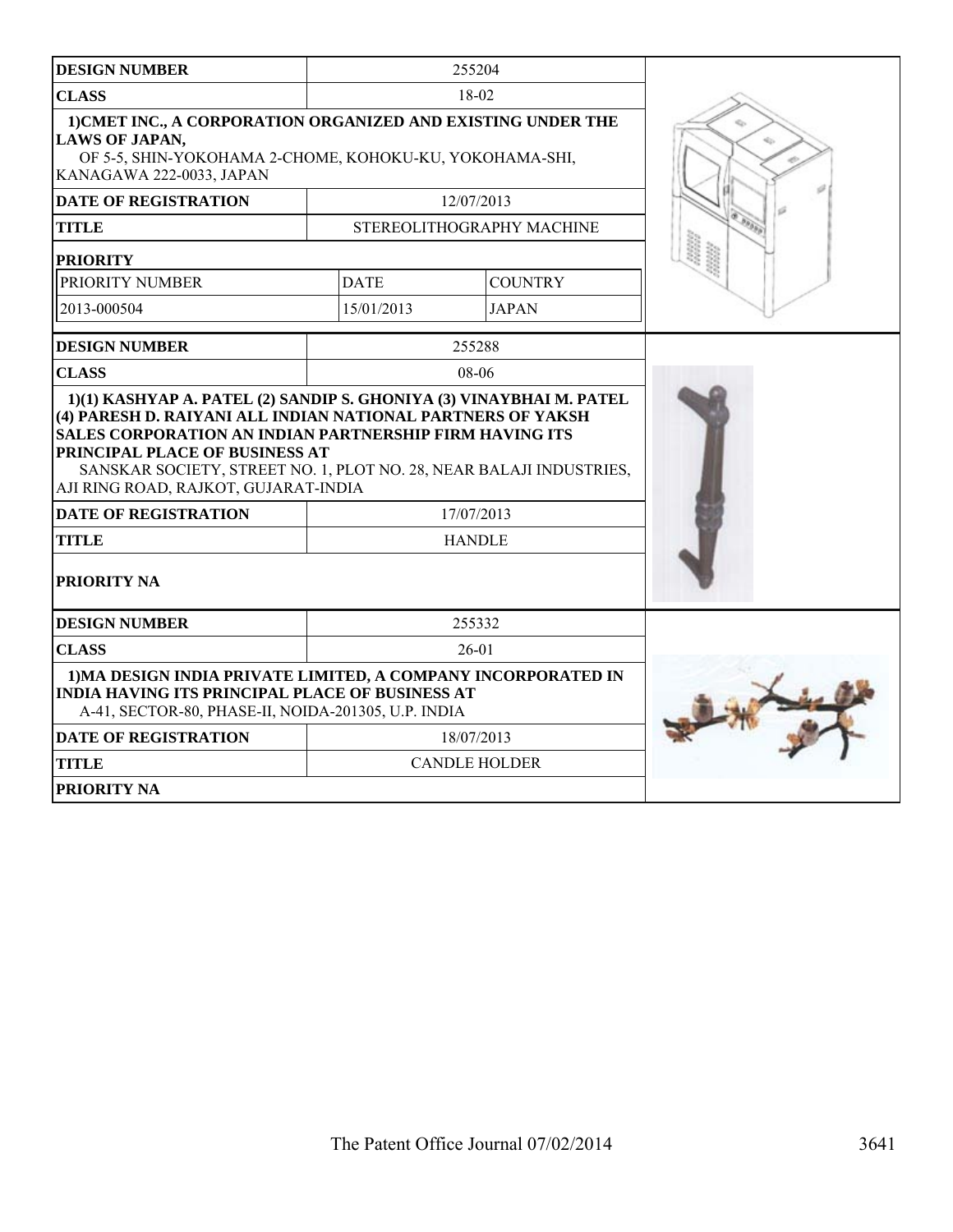| DESIGN NUMBER | 255204 | |
|---|---|---|
| CLASS | 18-02 | |
| **1)CMET INC., A CORPORATION ORGANIZED AND EXISTING UNDER THE LAWS OF JAPAN,** OF 5-5, SHIN-YOKOHAMA 2-CHOME, KOHOKU-KU, YOKOHAMA-SHI, KANAGAWA 222-0033, JAPAN | | |
| DATE OF REGISTRATION | 12/07/2013 | |
| TITLE | STEREOLITHOGRAPHY MACHINE | |
| **PRIORITY** | | |
| PRIORITY NUMBER | DATE | COUNTRY |
| 2013-000504 | 15/01/2013 | JAPAN |

| DESIGN NUMBER | 255288 |
|---|---|
| CLASS | 08-06 |
| **1)(1) KASHYAP A. PATEL (2) SANDIP S. GHONIYA (3) VINAYBHAI M. PATEL (4) PARESH D. RAIYANI ALL INDIAN NATIONAL PARTNERS OF YAKSH SALES CORPORATION AN INDIAN PARTNERSHIP FIRM HAVING ITS PRINCIPAL PLACE OF BUSINESS AT** SANSKAR SOCIETY, STREET NO. 1, PLOT NO. 28, NEAR BALAJI INDUSTRIES, AJI RING ROAD, RAJKOT, GUJARAT-INDIA | |
| DATE OF REGISTRATION | 17/07/2013 |
| TITLE | HANDLE |
| **PRIORITY NA** | |

| DESIGN NUMBER | 255332 |
|---|---|
| CLASS | 26-01 |
| **1)MA DESIGN INDIA PRIVATE LIMITED, A COMPANY INCORPORATED IN INDIA HAVING ITS PRINCIPAL PLACE OF BUSINESS AT** A-41, SECTOR-80, PHASE-II, NOIDA-201305, U.P. INDIA | |
| DATE OF REGISTRATION | 18/07/2013 |
| TITLE | CANDLE HOLDER |
| **PRIORITY NA** | |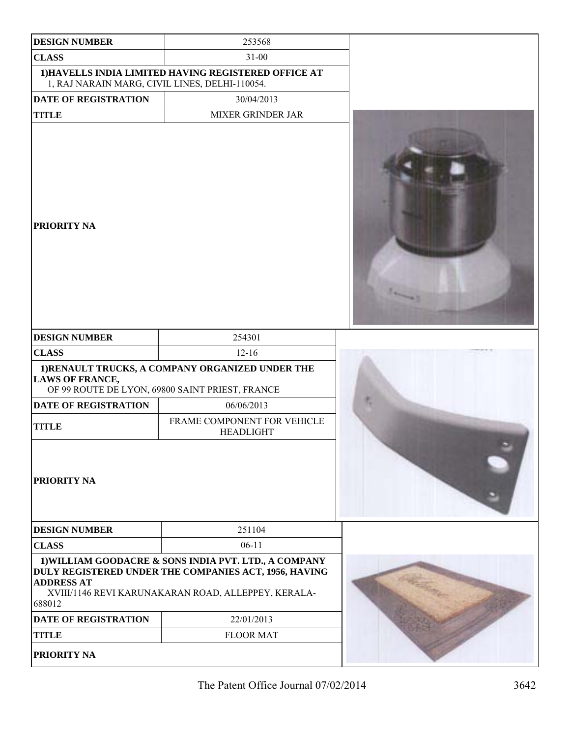| DESIGN NUMBER | 253568 |
| --- | --- |
| CLASS | 31-00 |
| 1)HAVELLS INDIA LIMITED HAVING REGISTERED OFFICE AT 1, RAJ NARAIN MARG, CIVIL LINES, DELHI-110054. | |
| DATE OF REGISTRATION | 30/04/2013 |
| TITLE | MIXER GRINDER JAR |
| PRIORITY NA | |

| DESIGN NUMBER | 254301 |
| --- | --- |
| CLASS | 12-16 |
| 1)RENAULT TRUCKS, A COMPANY ORGANIZED UNDER THE LAWS OF FRANCE, OF 99 ROUTE DE LYON, 69800 SAINT PRIEST, FRANCE | |
| DATE OF REGISTRATION | 06/06/2013 |
| TITLE | FRAME COMPONENT FOR VEHICLE HEADLIGHT |
| PRIORITY NA | |

| DESIGN NUMBER | 251104 |
| --- | --- |
| CLASS | 06-11 |
| 1)WILLIAM GOODACRE & SONS INDIA PVT. LTD., A COMPANY DULY REGISTERED UNDER THE COMPANIES ACT, 1956, HAVING ADDRESS AT XVIII/1146 REVI KARUNAKARAN ROAD, ALLEPPEY, KERALA-688012 | |
| DATE OF REGISTRATION | 22/01/2013 |
| TITLE | FLOOR MAT |
| PRIORITY NA | |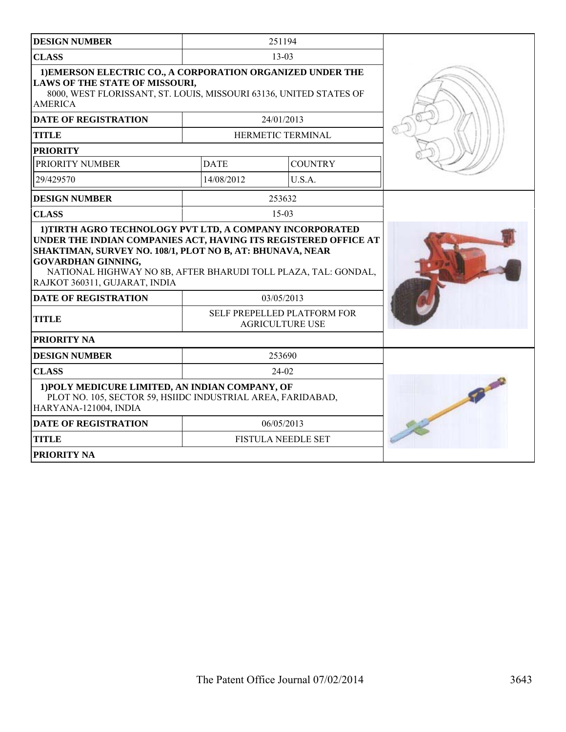| DESIGN NUMBER | 251194 | |
|---|---|---|
| CLASS | 13-03 | |
| **1)EMERSON ELECTRIC CO., A CORPORATION ORGANIZED UNDER THE LAWS OF THE STATE OF MISSOURI,** 8000, WEST FLORISSANT, ST. LOUIS, MISSOURI 63136, UNITED STATES OF AMERICA | | |
| DATE OF REGISTRATION | 24/01/2013 | |
| TITLE | HERMETIC TERMINAL | |
| PRIORITY | | |
| PRIORITY NUMBER | DATE | COUNTRY |
| 29/429570 | 14/08/2012 | U.S.A. |

| DESIGN NUMBER | 253632 |
|---|---|
| CLASS | 15-03 |
| **1)TIRTH AGRO TECHNOLOGY PVT LTD, A COMPANY INCORPORATED UNDER THE INDIAN COMPANIES ACT, HAVING ITS REGISTERED OFFICE AT SHAKTIMAN, SURVEY NO. 108/1, PLOT NO B, AT: BHUNAVA, NEAR GOVARDHAN GINNING,** NATIONAL HIGHWAY NO 8B, AFTER BHARUDI TOLL PLAZA, TAL: GONDAL, RAJKOT 360311, GUJARAT, INDIA | |
| DATE OF REGISTRATION | 03/05/2013 |
| TITLE | SELF PREPELLED PLATFORM FOR AGRICULTURE USE |
| PRIORITY NA | |

| DESIGN NUMBER | 253690 |
|---|---|
| CLASS | 24-02 |
| **1)POLY MEDICURE LIMITED, AN INDIAN COMPANY, OF** PLOT NO. 105, SECTOR 59, HSIIDC INDUSTRIAL AREA, FARIDABAD, HARYANA-121004, INDIA | |
| DATE OF REGISTRATION | 06/05/2013 |
| TITLE | FISTULA NEEDLE SET |
| PRIORITY NA | |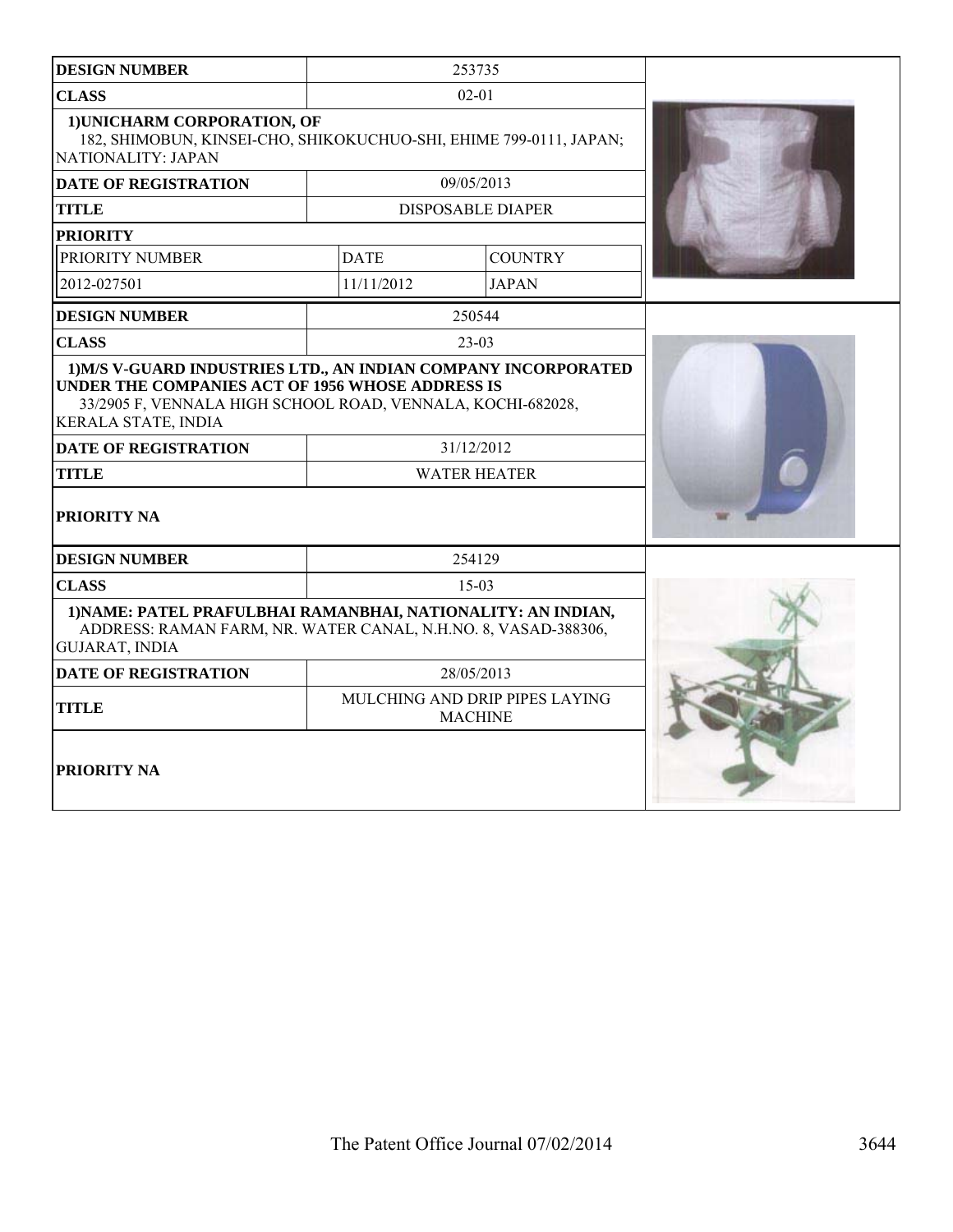| DESIGN NUMBER | 253735 | |
|---|---|---|
| CLASS | 02-01 | |
| 1)UNICHARM CORPORATION, OF 182, SHIMOBUN, KINSEI-CHO, SHIKOKUCHUO-SHI, EHIME 799-0111, JAPAN; NATIONALITY: JAPAN | | |
| DATE OF REGISTRATION | 09/05/2013 | |
| TITLE | DISPOSABLE DIAPER | |
| PRIORITY | | |
| PRIORITY NUMBER | DATE | COUNTRY |
| 2012-027501 | 11/11/2012 | JAPAN |

| DESIGN NUMBER | 250544 |
|---|---|
| CLASS | 23-03 |
| 1)M/S V-GUARD INDUSTRIES LTD., AN INDIAN COMPANY INCORPORATED UNDER THE COMPANIES ACT OF 1956 WHOSE ADDRESS IS 33/2905 F, VENNALA HIGH SCHOOL ROAD, VENNALA, KOCHI-682028, KERALA STATE, INDIA | |
| DATE OF REGISTRATION | 31/12/2012 |
| TITLE | WATER HEATER |
| PRIORITY NA | |

| DESIGN NUMBER | 254129 |
|---|---|
| CLASS | 15-03 |
| 1)NAME: PATEL PRAFULBHAI RAMANBHAI, NATIONALITY: AN INDIAN, ADDRESS: RAMAN FARM, NR. WATER CANAL, N.H.NO. 8, VASAD-388306, GUJARAT, INDIA | |
| DATE OF REGISTRATION | 28/05/2013 |
| TITLE | MULCHING AND DRIP PIPES LAYING MACHINE |
| PRIORITY NA | |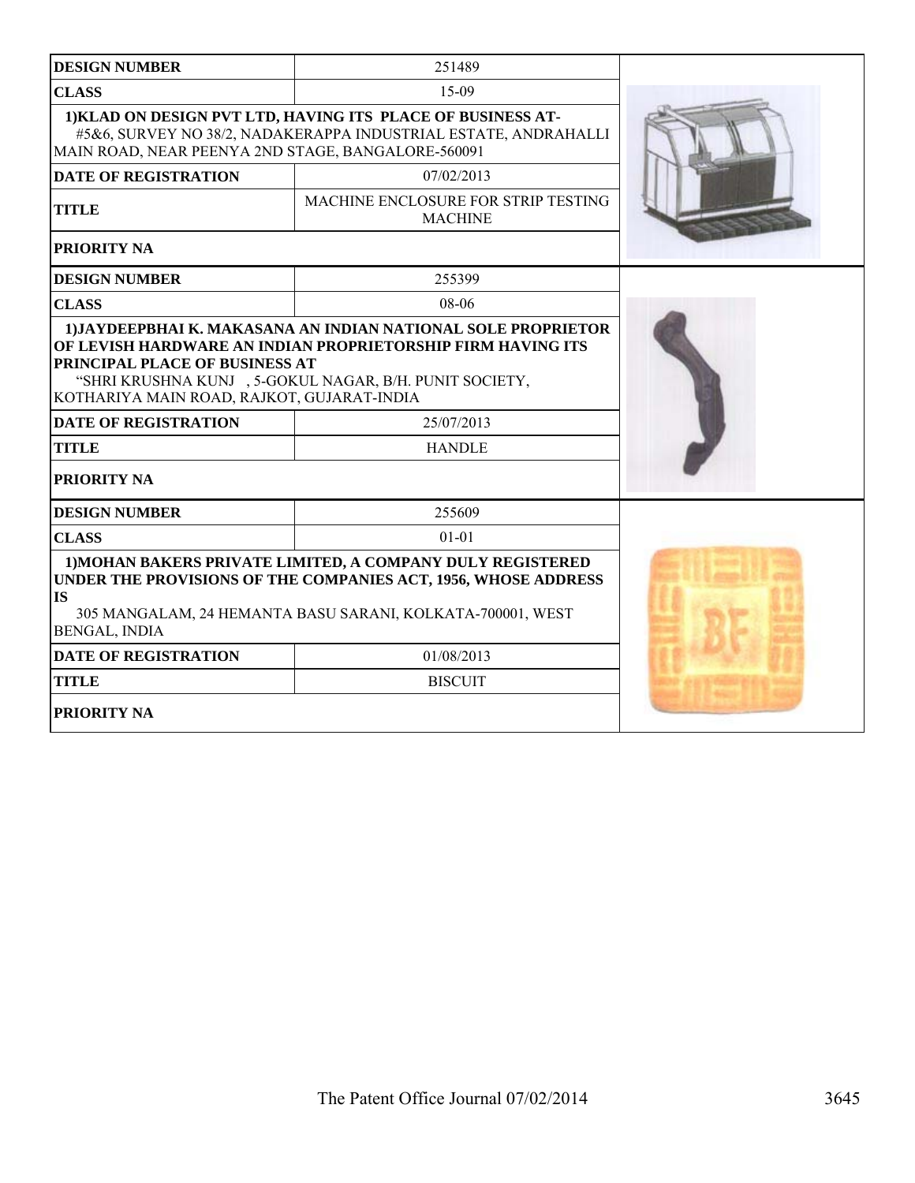| DESIGN NUMBER | 251489 |
|---|---|
| CLASS | 15-09 |
| 1)KLAD ON DESIGN PVT LTD, HAVING ITS PLACE OF BUSINESS AT- #5&6, SURVEY NO 38/2, NADAKERAPPA INDUSTRIAL ESTATE, ANDRAHALLI MAIN ROAD, NEAR PEENYA 2ND STAGE, BANGALORE-560091 | |
| DATE OF REGISTRATION | 07/02/2013 |
| TITLE | MACHINE ENCLOSURE FOR STRIP TESTING MACHINE |
| PRIORITY NA | |

| DESIGN NUMBER | 255399 |
|---|---|
| CLASS | 08-06 |
| 1)JAYDEEPBHAI K. MAKASANA AN INDIAN NATIONAL SOLE PROPRIETOR OF LEVISH HARDWARE AN INDIAN PROPRIETORSHIP FIRM HAVING ITS PRINCIPAL PLACE OF BUSINESS AT "SHRI KRUSHNA KUNJ , 5-GOKUL NAGAR, B/H. PUNIT SOCIETY, KOTHARIYA MAIN ROAD, RAJKOT, GUJARAT-INDIA | |
| DATE OF REGISTRATION | 25/07/2013 |
| TITLE | HANDLE |
| PRIORITY NA | |

| DESIGN NUMBER | 255609 |
|---|---|
| CLASS | 01-01 |
| 1)MOHAN BAKERS PRIVATE LIMITED, A COMPANY DULY REGISTERED UNDER THE PROVISIONS OF THE COMPANIES ACT, 1956, WHOSE ADDRESS IS 305 MANGALAM, 24 HEMANTA BASU SARANI, KOLKATA-700001, WEST BENGAL, INDIA | |
| DATE OF REGISTRATION | 01/08/2013 |
| TITLE | BISCUIT |
| PRIORITY NA | |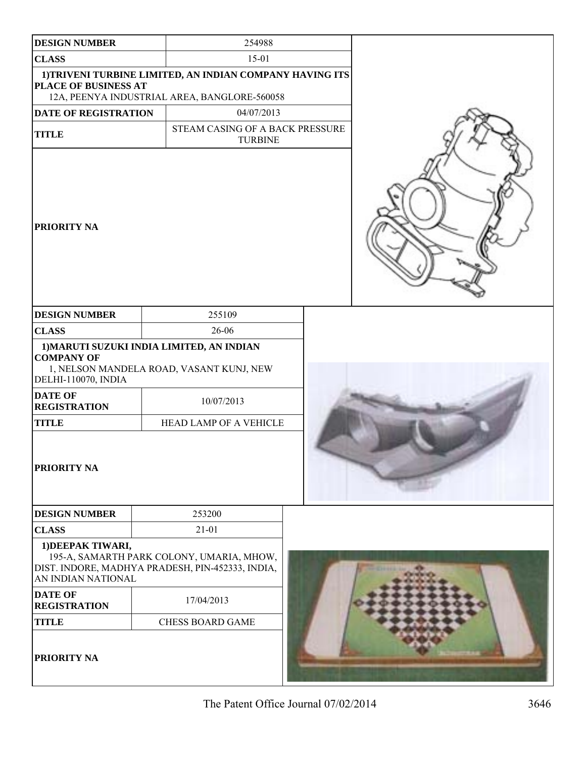| DESIGN NUMBER | 254988 |
| --- | --- |
| CLASS | 15-01 |
| **1)TRIVENI TURBINE LIMITED, AN INDIAN COMPANY HAVING ITS PLACE OF BUSINESS AT** 12A, PEENYA INDUSTRIAL AREA, BANGLORE-560058 | |
| DATE OF REGISTRATION | 04/07/2013 |
| TITLE | STEAM CASING OF A BACK PRESSURE TURBINE |
| PRIORITY NA | |

| DESIGN NUMBER | 255109 |
| --- | --- |
| CLASS | 26-06 |
| **1)MARUTI SUZUKI INDIA LIMITED, AN INDIAN COMPANY OF** 1, NELSON MANDELA ROAD, VASANT KUNJ, NEW DELHI-110070, INDIA | |
| DATE OF REGISTRATION | 10/07/2013 |
| TITLE | HEAD LAMP OF A VEHICLE |
| PRIORITY NA | |

| DESIGN NUMBER | 253200 |
| --- | --- |
| CLASS | 21-01 |
| **1)DEEPAK TIWARI,** 195-A, SAMARTH PARK COLONY, UMARIA, MHOW, DIST. INDORE, MADHYA PRADESH, PIN-452333, INDIA, AN INDIAN NATIONAL | |
| DATE OF REGISTRATION | 17/04/2013 |
| TITLE | CHESS BOARD GAME |
| PRIORITY NA | |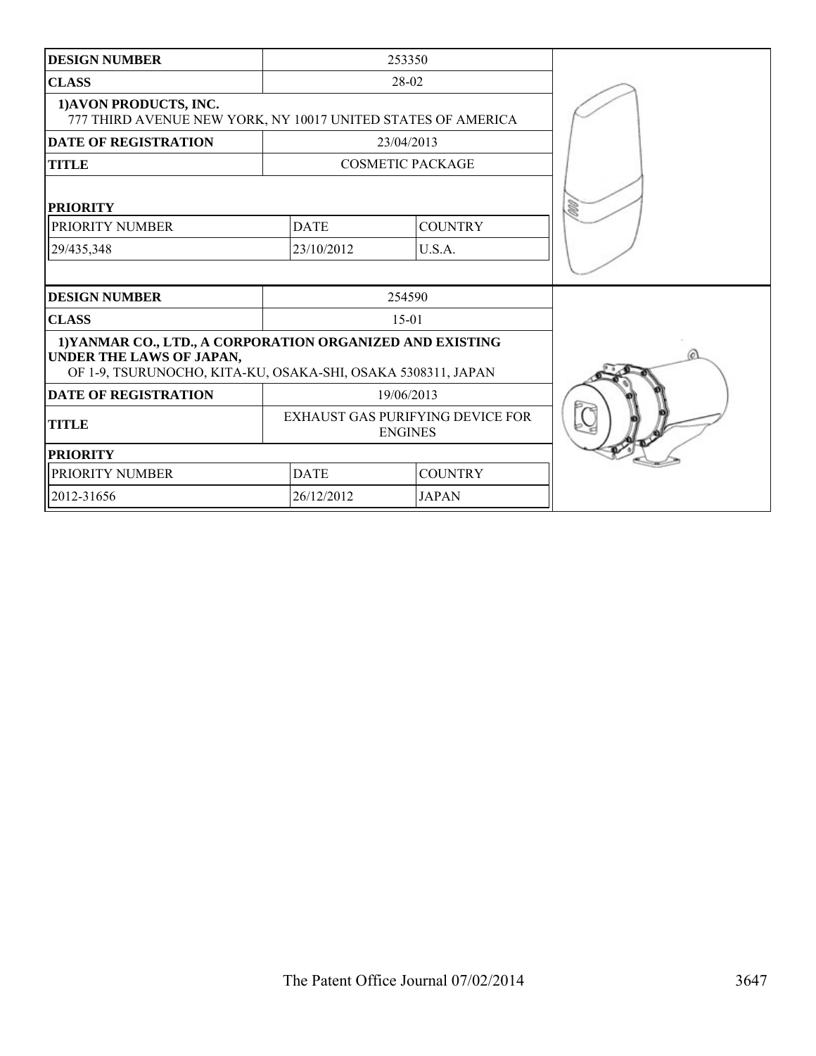| | | | |
|---|---|---|---|
| **DESIGN NUMBER** | 253350 | | |
| **CLASS** | 28-02 | | |
| **1)AVON PRODUCTS, INC.** 777 THIRD AVENUE NEW YORK, NY 10017 UNITED STATES OF AMERICA | | | |
| **DATE OF REGISTRATION** | 23/04/2013 | | |
| **TITLE** | COSMETIC PACKAGE | | |
| **PRIORITY** | | | |
| PRIORITY NUMBER | DATE | COUNTRY | |
| 29/435,348 | 23/10/2012 | U.S.A. | |

| | | | |
|---|---|---|---|
| **DESIGN NUMBER** | 254590 | | |
| **CLASS** | 15-01 | | |
| **1)YANMAR CO., LTD., A CORPORATION ORGANIZED AND EXISTING UNDER THE LAWS OF JAPAN,** OF 1-9, TSURUNOCHO, KITA-KU, OSAKA-SHI, OSAKA 5308311, JAPAN | | | |
| **DATE OF REGISTRATION** | 19/06/2013 | | |
| **TITLE** | EXHAUST GAS PURIFYING DEVICE FOR ENGINES | | |
| **PRIORITY** | | | |
| PRIORITY NUMBER | DATE | COUNTRY | |
| 2012-31656 | 26/12/2012 | JAPAN | |